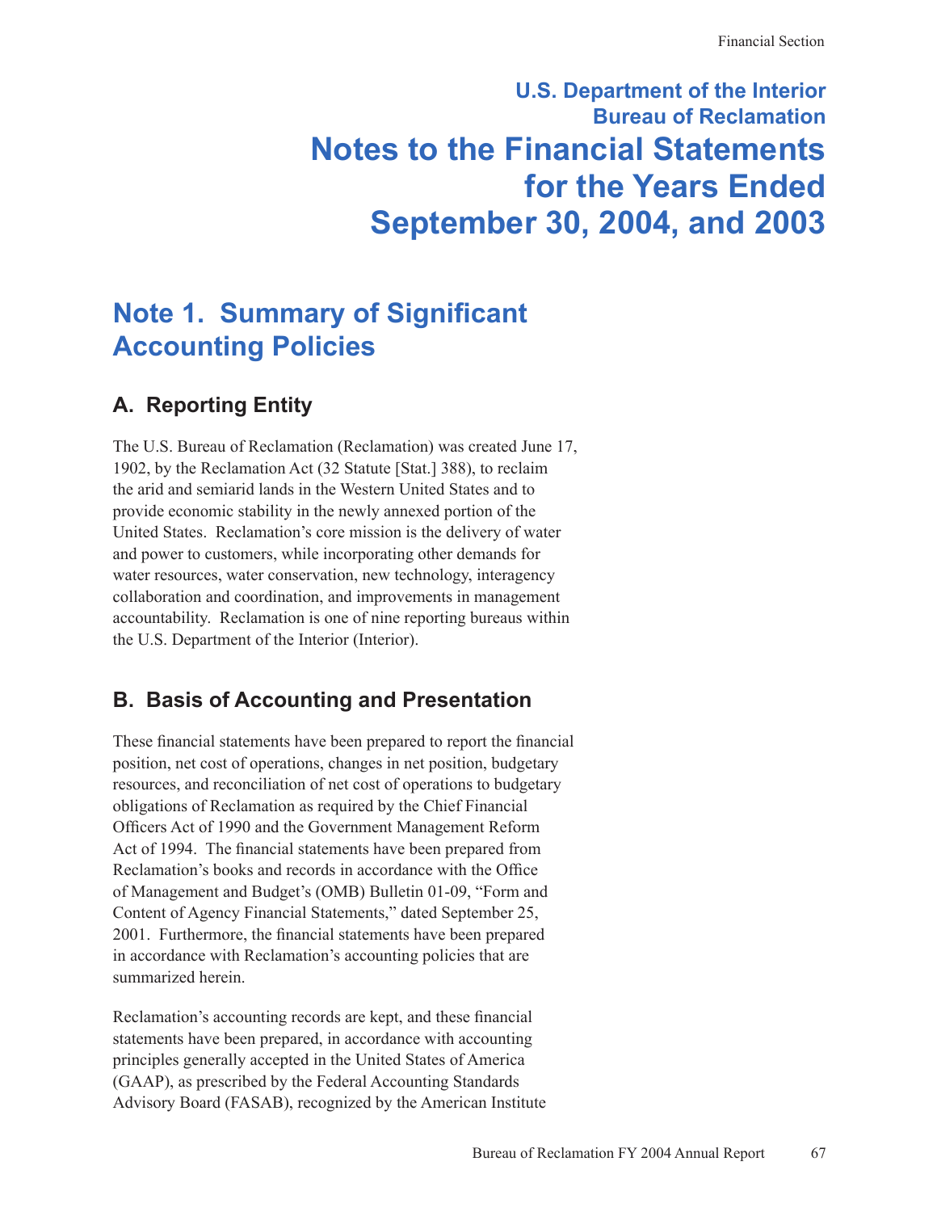# U.S. Department of the Interior
# Bureau of Reclamation
# Notes to the Financial Statements for the Years Ended September 30, 2004, and 2003

## Note 1. Summary of Significant Accounting Policies

### A. Reporting Entity

The U.S. Bureau of Reclamation (Reclamation) was created June 17, 1902, by the Reclamation Act (32 Statute [Stat.] 388), to reclaim the arid and semiarid lands in the Western United States and to provide economic stability in the newly annexed portion of the United States. Reclamation's core mission is the delivery of water and power to customers, while incorporating other demands for water resources, water conservation, new technology, interagency collaboration and coordination, and improvements in management accountability. Reclamation is one of nine reporting bureaus within the U.S. Department of the Interior (Interior).

### B. Basis of Accounting and Presentation

These financial statements have been prepared to report the financial position, net cost of operations, changes in net position, budgetary resources, and reconciliation of net cost of operations to budgetary obligations of Reclamation as required by the Chief Financial Officers Act of 1990 and the Government Management Reform Act of 1994. The financial statements have been prepared from Reclamation's books and records in accordance with the Office of Management and Budget's (OMB) Bulletin 01-09, "Form and Content of Agency Financial Statements," dated September 25, 2001. Furthermore, the financial statements have been prepared in accordance with Reclamation's accounting policies that are summarized herein.

Reclamation's accounting records are kept, and these financial statements have been prepared, in accordance with accounting principles generally accepted in the United States of America (GAAP), as prescribed by the Federal Accounting Standards Advisory Board (FASAB), recognized by the American Institute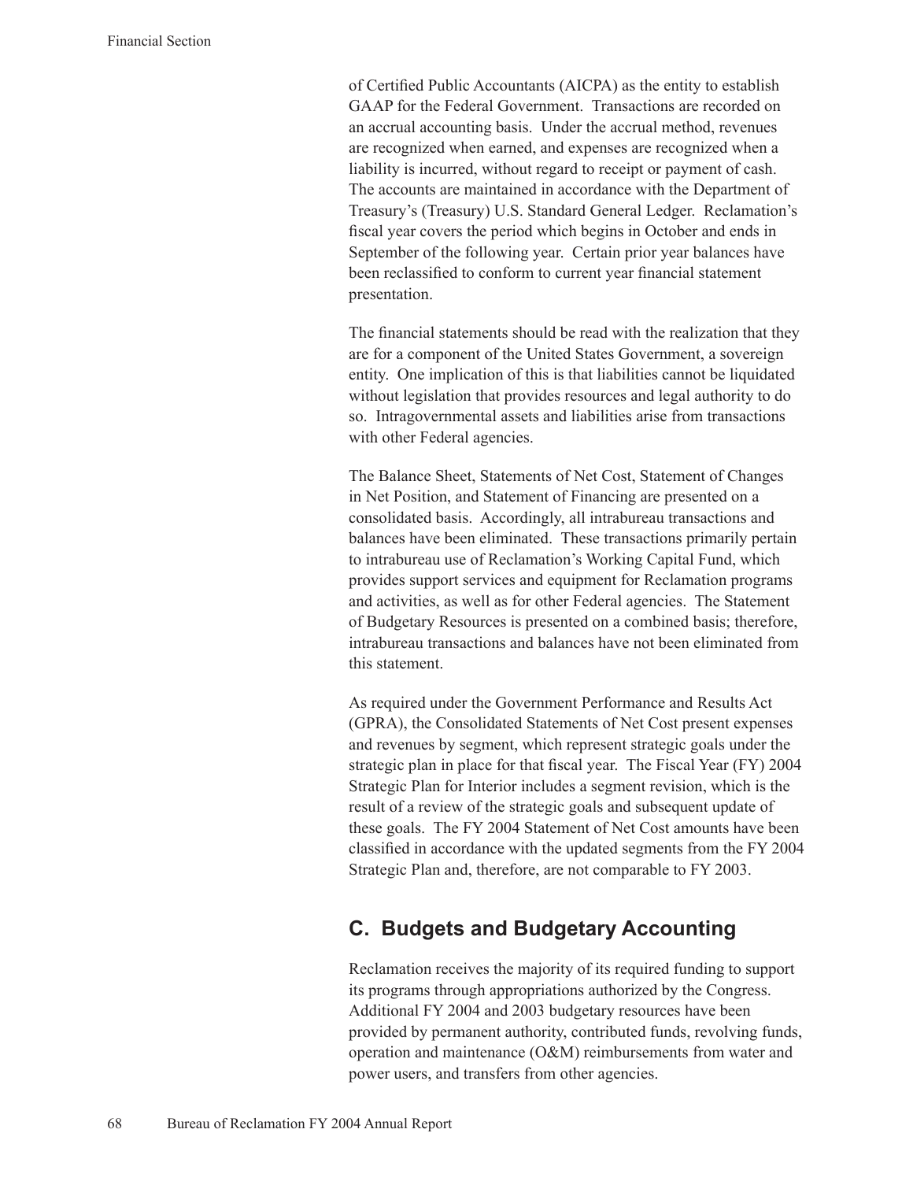of Certified Public Accountants (AICPA) as the entity to establish GAAP for the Federal Government. Transactions are recorded on an accrual accounting basis. Under the accrual method, revenues are recognized when earned, and expenses are recognized when a liability is incurred, without regard to receipt or payment of cash. The accounts are maintained in accordance with the Department of Treasury's (Treasury) U.S. Standard General Ledger. Reclamation's fiscal year covers the period which begins in October and ends in September of the following year. Certain prior year balances have been reclassified to conform to current year financial statement presentation.

The financial statements should be read with the realization that they are for a component of the United States Government, a sovereign entity. One implication of this is that liabilities cannot be liquidated without legislation that provides resources and legal authority to do so. Intragovernmental assets and liabilities arise from transactions with other Federal agencies.

The Balance Sheet, Statements of Net Cost, Statement of Changes in Net Position, and Statement of Financing are presented on a consolidated basis. Accordingly, all intrabureau transactions and balances have been eliminated. These transactions primarily pertain to intrabureau use of Reclamation's Working Capital Fund, which provides support services and equipment for Reclamation programs and activities, as well as for other Federal agencies. The Statement of Budgetary Resources is presented on a combined basis; therefore, intrabureau transactions and balances have not been eliminated from this statement.

As required under the Government Performance and Results Act (GPRA), the Consolidated Statements of Net Cost present expenses and revenues by segment, which represent strategic goals under the strategic plan in place for that fiscal year. The Fiscal Year (FY) 2004 Strategic Plan for Interior includes a segment revision, which is the result of a review of the strategic goals and subsequent update of these goals. The FY 2004 Statement of Net Cost amounts have been classified in accordance with the updated segments from the FY 2004 Strategic Plan and, therefore, are not comparable to FY 2003.

## C. Budgets and Budgetary Accounting

Reclamation receives the majority of its required funding to support its programs through appropriations authorized by the Congress. Additional FY 2004 and 2003 budgetary resources have been provided by permanent authority, contributed funds, revolving funds, operation and maintenance (O&M) reimbursements from water and power users, and transfers from other agencies.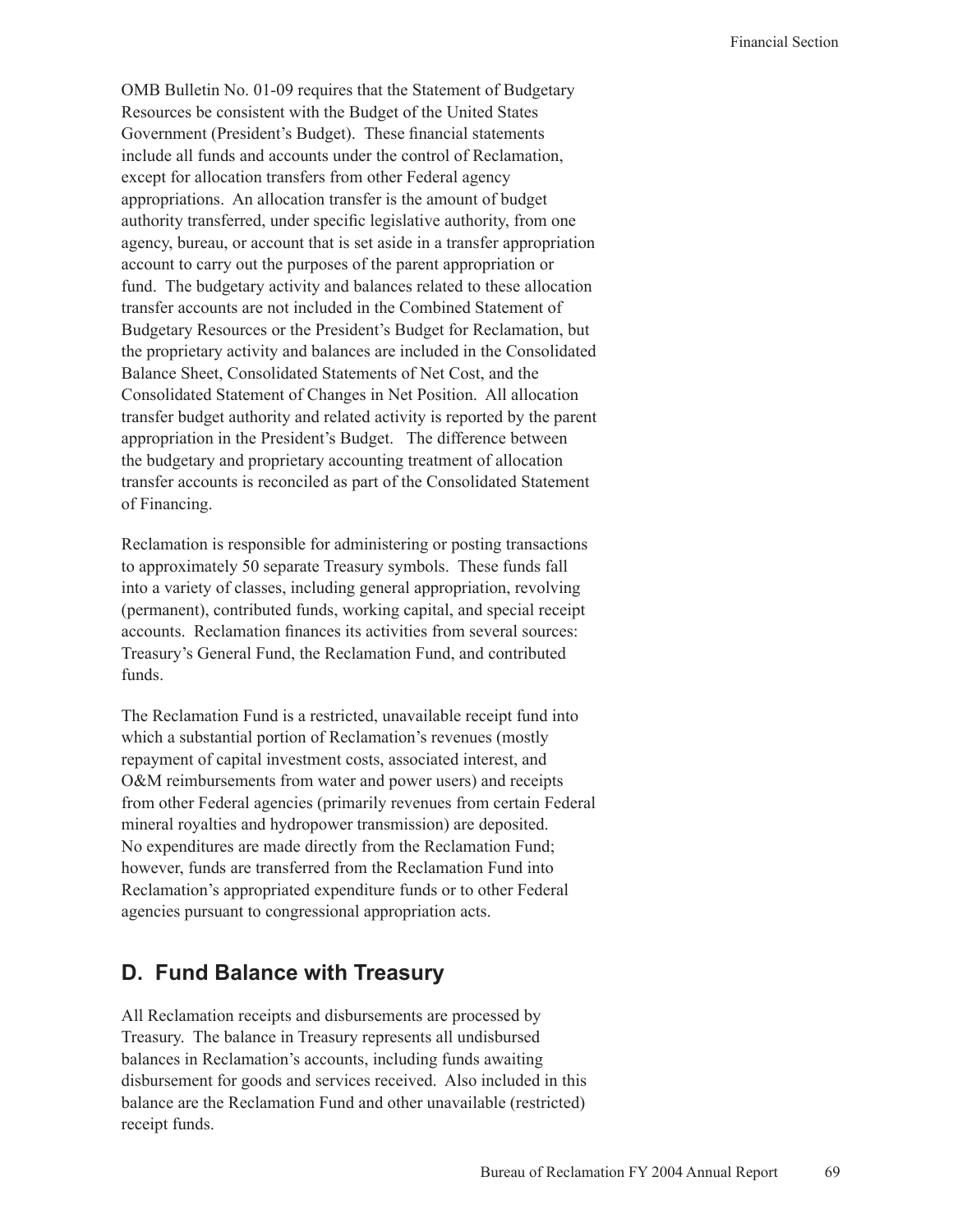OMB Bulletin No. 01-09 requires that the Statement of Budgetary Resources be consistent with the Budget of the United States Government (President's Budget). These financial statements include all funds and accounts under the control of Reclamation, except for allocation transfers from other Federal agency appropriations. An allocation transfer is the amount of budget authority transferred, under specific legislative authority, from one agency, bureau, or account that is set aside in a transfer appropriation account to carry out the purposes of the parent appropriation or fund. The budgetary activity and balances related to these allocation transfer accounts are not included in the Combined Statement of Budgetary Resources or the President's Budget for Reclamation, but the proprietary activity and balances are included in the Consolidated Balance Sheet, Consolidated Statements of Net Cost, and the Consolidated Statement of Changes in Net Position. All allocation transfer budget authority and related activity is reported by the parent appropriation in the President's Budget. The difference between the budgetary and proprietary accounting treatment of allocation transfer accounts is reconciled as part of the Consolidated Statement of Financing.

Reclamation is responsible for administering or posting transactions to approximately 50 separate Treasury symbols. These funds fall into a variety of classes, including general appropriation, revolving (permanent), contributed funds, working capital, and special receipt accounts. Reclamation finances its activities from several sources: Treasury's General Fund, the Reclamation Fund, and contributed funds.

The Reclamation Fund is a restricted, unavailable receipt fund into which a substantial portion of Reclamation's revenues (mostly repayment of capital investment costs, associated interest, and O&M reimbursements from water and power users) and receipts from other Federal agencies (primarily revenues from certain Federal mineral royalties and hydropower transmission) are deposited. No expenditures are made directly from the Reclamation Fund; however, funds are transferred from the Reclamation Fund into Reclamation's appropriated expenditure funds or to other Federal agencies pursuant to congressional appropriation acts.

## D. Fund Balance with Treasury

All Reclamation receipts and disbursements are processed by Treasury. The balance in Treasury represents all undisbursed balances in Reclamation's accounts, including funds awaiting disbursement for goods and services received. Also included in this balance are the Reclamation Fund and other unavailable (restricted) receipt funds.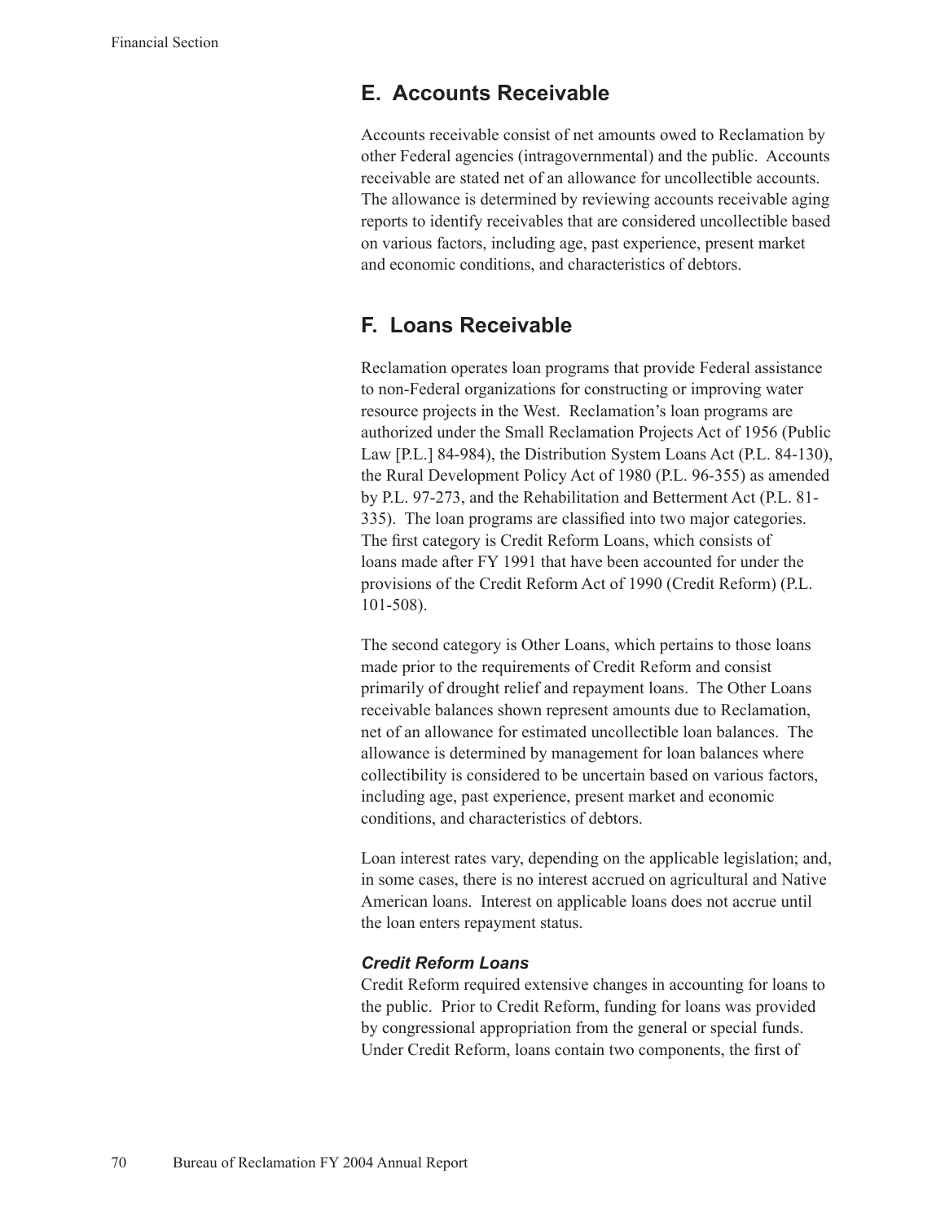## E. Accounts Receivable

Accounts receivable consist of net amounts owed to Reclamation by other Federal agencies (intragovernmental) and the public. Accounts receivable are stated net of an allowance for uncollectible accounts. The allowance is determined by reviewing accounts receivable aging reports to identify receivables that are considered uncollectible based on various factors, including age, past experience, present market and economic conditions, and characteristics of debtors.

## F. Loans Receivable

Reclamation operates loan programs that provide Federal assistance to non-Federal organizations for constructing or improving water resource projects in the West. Reclamation's loan programs are authorized under the Small Reclamation Projects Act of 1956 (Public Law [P.L.] 84-984), the Distribution System Loans Act (P.L. 84-130), the Rural Development Policy Act of 1980 (P.L. 96-355) as amended by P.L. 97-273, and the Rehabilitation and Betterment Act (P.L. 81-335). The loan programs are classified into two major categories. The first category is Credit Reform Loans, which consists of loans made after FY 1991 that have been accounted for under the provisions of the Credit Reform Act of 1990 (Credit Reform) (P.L. 101-508).

The second category is Other Loans, which pertains to those loans made prior to the requirements of Credit Reform and consist primarily of drought relief and repayment loans. The Other Loans receivable balances shown represent amounts due to Reclamation, net of an allowance for estimated uncollectible loan balances. The allowance is determined by management for loan balances where collectibility is considered to be uncertain based on various factors, including age, past experience, present market and economic conditions, and characteristics of debtors.

Loan interest rates vary, depending on the applicable legislation; and, in some cases, there is no interest accrued on agricultural and Native American loans. Interest on applicable loans does not accrue until the loan enters repayment status.

### *Credit Reform Loans*

Credit Reform required extensive changes in accounting for loans to the public. Prior to Credit Reform, funding for loans was provided by congressional appropriation from the general or special funds. Under Credit Reform, loans contain two components, the first of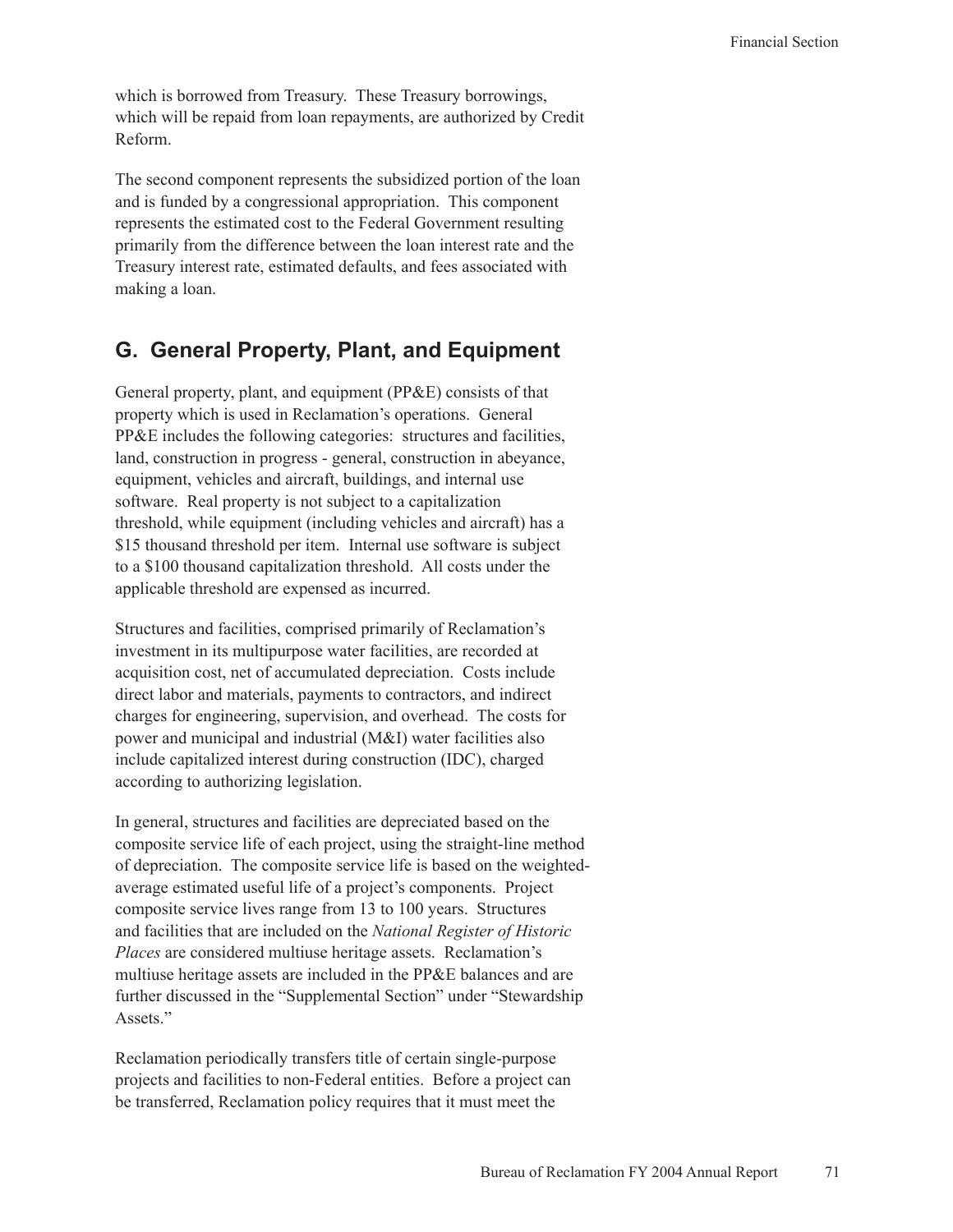which is borrowed from Treasury. These Treasury borrowings, which will be repaid from loan repayments, are authorized by Credit Reform.

The second component represents the subsidized portion of the loan and is funded by a congressional appropriation. This component represents the estimated cost to the Federal Government resulting primarily from the difference between the loan interest rate and the Treasury interest rate, estimated defaults, and fees associated with making a loan.

## G. General Property, Plant, and Equipment

General property, plant, and equipment (PP&E) consists of that property which is used in Reclamation's operations. General PP&E includes the following categories: structures and facilities, land, construction in progress - general, construction in abeyance, equipment, vehicles and aircraft, buildings, and internal use software. Real property is not subject to a capitalization threshold, while equipment (including vehicles and aircraft) has a $15 thousand threshold per item. Internal use software is subject to a $100 thousand capitalization threshold. All costs under the applicable threshold are expensed as incurred.

Structures and facilities, comprised primarily of Reclamation's investment in its multipurpose water facilities, are recorded at acquisition cost, net of accumulated depreciation. Costs include direct labor and materials, payments to contractors, and indirect charges for engineering, supervision, and overhead. The costs for power and municipal and industrial (M&I) water facilities also include capitalized interest during construction (IDC), charged according to authorizing legislation.

In general, structures and facilities are depreciated based on the composite service life of each project, using the straight-line method of depreciation. The composite service life is based on the weighted-average estimated useful life of a project's components. Project composite service lives range from 13 to 100 years. Structures and facilities that are included on the *National Register of Historic Places* are considered multiuse heritage assets. Reclamation's multiuse heritage assets are included in the PP&E balances and are further discussed in the "Supplemental Section" under "Stewardship Assets."

Reclamation periodically transfers title of certain single-purpose projects and facilities to non-Federal entities. Before a project can be transferred, Reclamation policy requires that it must meet the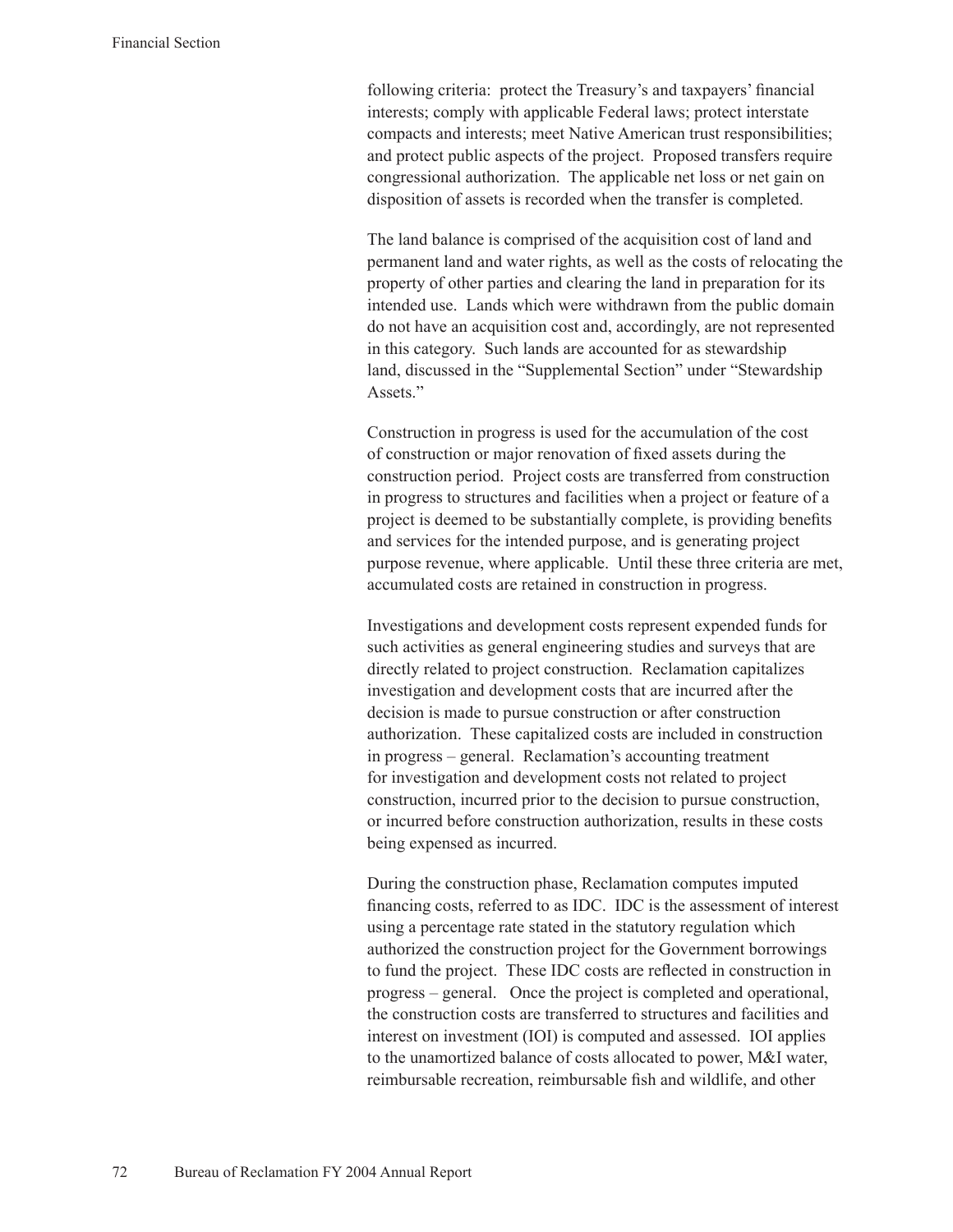following criteria: protect the Treasury's and taxpayers' financial interests; comply with applicable Federal laws; protect interstate compacts and interests; meet Native American trust responsibilities; and protect public aspects of the project. Proposed transfers require congressional authorization. The applicable net loss or net gain on disposition of assets is recorded when the transfer is completed.

The land balance is comprised of the acquisition cost of land and permanent land and water rights, as well as the costs of relocating the property of other parties and clearing the land in preparation for its intended use. Lands which were withdrawn from the public domain do not have an acquisition cost and, accordingly, are not represented in this category. Such lands are accounted for as stewardship land, discussed in the "Supplemental Section" under "Stewardship Assets."

Construction in progress is used for the accumulation of the cost of construction or major renovation of fixed assets during the construction period. Project costs are transferred from construction in progress to structures and facilities when a project or feature of a project is deemed to be substantially complete, is providing benefits and services for the intended purpose, and is generating project purpose revenue, where applicable. Until these three criteria are met, accumulated costs are retained in construction in progress.

Investigations and development costs represent expended funds for such activities as general engineering studies and surveys that are directly related to project construction. Reclamation capitalizes investigation and development costs that are incurred after the decision is made to pursue construction or after construction authorization. These capitalized costs are included in construction in progress – general. Reclamation's accounting treatment for investigation and development costs not related to project construction, incurred prior to the decision to pursue construction, or incurred before construction authorization, results in these costs being expensed as incurred.

During the construction phase, Reclamation computes imputed financing costs, referred to as IDC. IDC is the assessment of interest using a percentage rate stated in the statutory regulation which authorized the construction project for the Government borrowings to fund the project. These IDC costs are reflected in construction in progress – general. Once the project is completed and operational, the construction costs are transferred to structures and facilities and interest on investment (IOI) is computed and assessed. IOI applies to the unamortized balance of costs allocated to power, M&I water, reimbursable recreation, reimbursable fish and wildlife, and other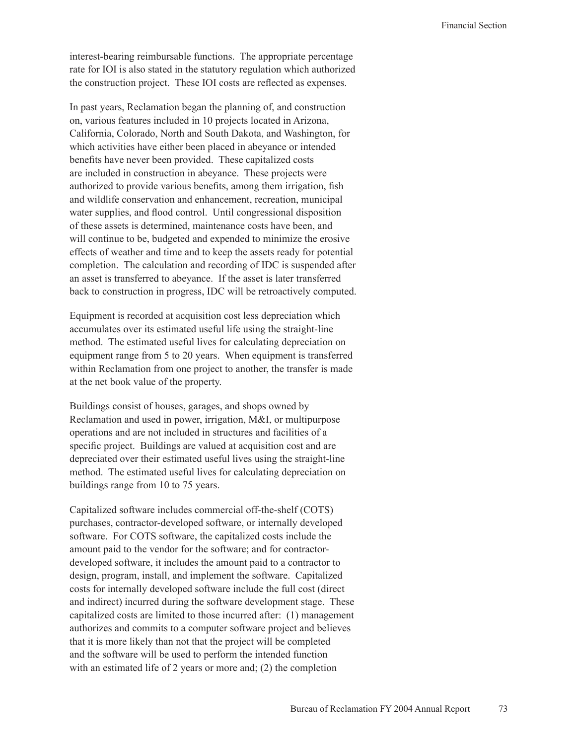interest-bearing reimbursable functions. The appropriate percentage rate for IOI is also stated in the statutory regulation which authorized the construction project. These IOI costs are reflected as expenses.

In past years, Reclamation began the planning of, and construction on, various features included in 10 projects located in Arizona, California, Colorado, North and South Dakota, and Washington, for which activities have either been placed in abeyance or intended benefits have never been provided. These capitalized costs are included in construction in abeyance. These projects were authorized to provide various benefits, among them irrigation, fish and wildlife conservation and enhancement, recreation, municipal water supplies, and flood control. Until congressional disposition of these assets is determined, maintenance costs have been, and will continue to be, budgeted and expended to minimize the erosive effects of weather and time and to keep the assets ready for potential completion. The calculation and recording of IDC is suspended after an asset is transferred to abeyance. If the asset is later transferred back to construction in progress, IDC will be retroactively computed.

Equipment is recorded at acquisition cost less depreciation which accumulates over its estimated useful life using the straight-line method. The estimated useful lives for calculating depreciation on equipment range from 5 to 20 years. When equipment is transferred within Reclamation from one project to another, the transfer is made at the net book value of the property.

Buildings consist of houses, garages, and shops owned by Reclamation and used in power, irrigation, M&I, or multipurpose operations and are not included in structures and facilities of a specific project. Buildings are valued at acquisition cost and are depreciated over their estimated useful lives using the straight-line method. The estimated useful lives for calculating depreciation on buildings range from 10 to 75 years.

Capitalized software includes commercial off-the-shelf (COTS) purchases, contractor-developed software, or internally developed software. For COTS software, the capitalized costs include the amount paid to the vendor for the software; and for contractor-developed software, it includes the amount paid to a contractor to design, program, install, and implement the software. Capitalized costs for internally developed software include the full cost (direct and indirect) incurred during the software development stage. These capitalized costs are limited to those incurred after: (1) management authorizes and commits to a computer software project and believes that it is more likely than not that the project will be completed and the software will be used to perform the intended function with an estimated life of 2 years or more and; (2) the completion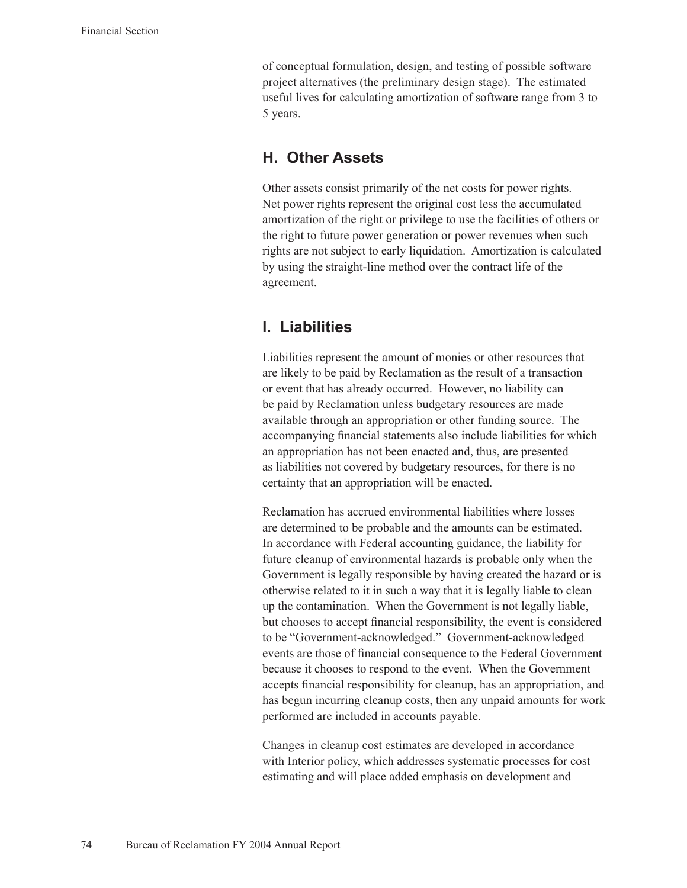of conceptual formulation, design, and testing of possible software project alternatives (the preliminary design stage). The estimated useful lives for calculating amortization of software range from 3 to 5 years.

## H. Other Assets

Other assets consist primarily of the net costs for power rights. Net power rights represent the original cost less the accumulated amortization of the right or privilege to use the facilities of others or the right to future power generation or power revenues when such rights are not subject to early liquidation. Amortization is calculated by using the straight-line method over the contract life of the agreement.

## I. Liabilities

Liabilities represent the amount of monies or other resources that are likely to be paid by Reclamation as the result of a transaction or event that has already occurred. However, no liability can be paid by Reclamation unless budgetary resources are made available through an appropriation or other funding source. The accompanying financial statements also include liabilities for which an appropriation has not been enacted and, thus, are presented as liabilities not covered by budgetary resources, for there is no certainty that an appropriation will be enacted.

Reclamation has accrued environmental liabilities where losses are determined to be probable and the amounts can be estimated. In accordance with Federal accounting guidance, the liability for future cleanup of environmental hazards is probable only when the Government is legally responsible by having created the hazard or is otherwise related to it in such a way that it is legally liable to clean up the contamination. When the Government is not legally liable, but chooses to accept financial responsibility, the event is considered to be "Government-acknowledged." Government-acknowledged events are those of financial consequence to the Federal Government because it chooses to respond to the event. When the Government accepts financial responsibility for cleanup, has an appropriation, and has begun incurring cleanup costs, then any unpaid amounts for work performed are included in accounts payable.

Changes in cleanup cost estimates are developed in accordance with Interior policy, which addresses systematic processes for cost estimating and will place added emphasis on development and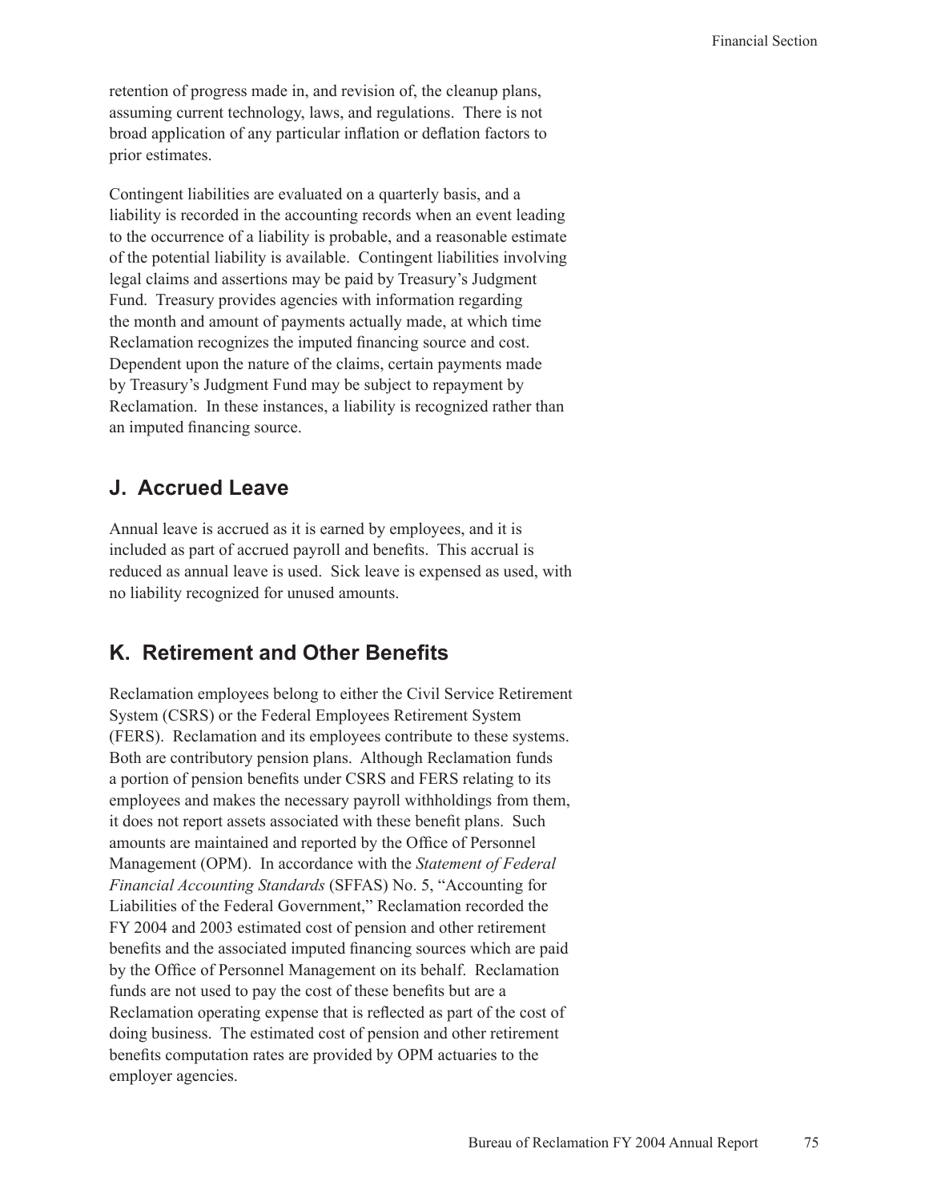retention of progress made in, and revision of, the cleanup plans, assuming current technology, laws, and regulations. There is not broad application of any particular inflation or deflation factors to prior estimates.

Contingent liabilities are evaluated on a quarterly basis, and a liability is recorded in the accounting records when an event leading to the occurrence of a liability is probable, and a reasonable estimate of the potential liability is available. Contingent liabilities involving legal claims and assertions may be paid by Treasury's Judgment Fund. Treasury provides agencies with information regarding the month and amount of payments actually made, at which time Reclamation recognizes the imputed financing source and cost. Dependent upon the nature of the claims, certain payments made by Treasury's Judgment Fund may be subject to repayment by Reclamation. In these instances, a liability is recognized rather than an imputed financing source.

## J. Accrued Leave

Annual leave is accrued as it is earned by employees, and it is included as part of accrued payroll and benefits. This accrual is reduced as annual leave is used. Sick leave is expensed as used, with no liability recognized for unused amounts.

## K. Retirement and Other Benefits

Reclamation employees belong to either the Civil Service Retirement System (CSRS) or the Federal Employees Retirement System (FERS). Reclamation and its employees contribute to these systems. Both are contributory pension plans. Although Reclamation funds a portion of pension benefits under CSRS and FERS relating to its employees and makes the necessary payroll withholdings from them, it does not report assets associated with these benefit plans. Such amounts are maintained and reported by the Office of Personnel Management (OPM). In accordance with the *Statement of Federal Financial Accounting Standards* (SFFAS) No. 5, "Accounting for Liabilities of the Federal Government," Reclamation recorded the FY 2004 and 2003 estimated cost of pension and other retirement benefits and the associated imputed financing sources which are paid by the Office of Personnel Management on its behalf. Reclamation funds are not used to pay the cost of these benefits but are a Reclamation operating expense that is reflected as part of the cost of doing business. The estimated cost of pension and other retirement benefits computation rates are provided by OPM actuaries to the employer agencies.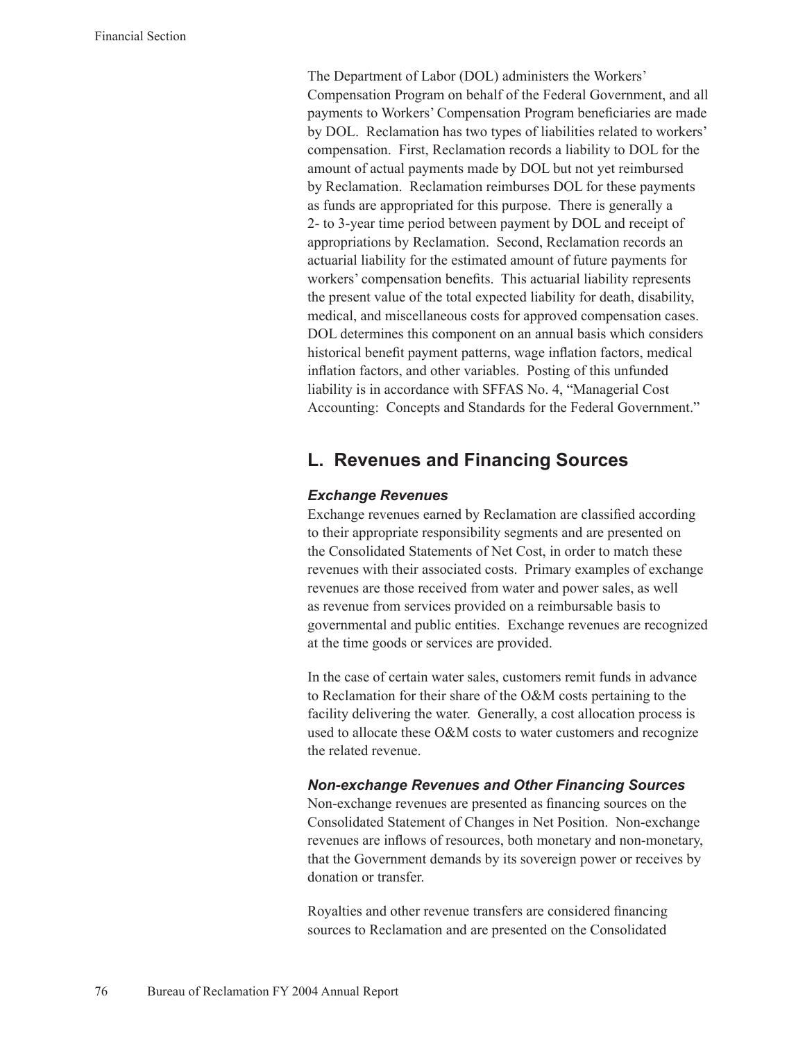The Department of Labor (DOL) administers the Workers' Compensation Program on behalf of the Federal Government, and all payments to Workers' Compensation Program beneficiaries are made by DOL. Reclamation has two types of liabilities related to workers' compensation. First, Reclamation records a liability to DOL for the amount of actual payments made by DOL but not yet reimbursed by Reclamation. Reclamation reimburses DOL for these payments as funds are appropriated for this purpose. There is generally a 2- to 3-year time period between payment by DOL and receipt of appropriations by Reclamation. Second, Reclamation records an actuarial liability for the estimated amount of future payments for workers' compensation benefits. This actuarial liability represents the present value of the total expected liability for death, disability, medical, and miscellaneous costs for approved compensation cases. DOL determines this component on an annual basis which considers historical benefit payment patterns, wage inflation factors, medical inflation factors, and other variables. Posting of this unfunded liability is in accordance with SFFAS No. 4, "Managerial Cost Accounting: Concepts and Standards for the Federal Government."

## L. Revenues and Financing Sources

### *Exchange Revenues*

Exchange revenues earned by Reclamation are classified according to their appropriate responsibility segments and are presented on the Consolidated Statements of Net Cost, in order to match these revenues with their associated costs. Primary examples of exchange revenues are those received from water and power sales, as well as revenue from services provided on a reimbursable basis to governmental and public entities. Exchange revenues are recognized at the time goods or services are provided.

In the case of certain water sales, customers remit funds in advance to Reclamation for their share of the O&M costs pertaining to the facility delivering the water. Generally, a cost allocation process is used to allocate these O&M costs to water customers and recognize the related revenue.

### *Non-exchange Revenues and Other Financing Sources*

Non-exchange revenues are presented as financing sources on the Consolidated Statement of Changes in Net Position. Non-exchange revenues are inflows of resources, both monetary and non-monetary, that the Government demands by its sovereign power or receives by donation or transfer.

Royalties and other revenue transfers are considered financing sources to Reclamation and are presented on the Consolidated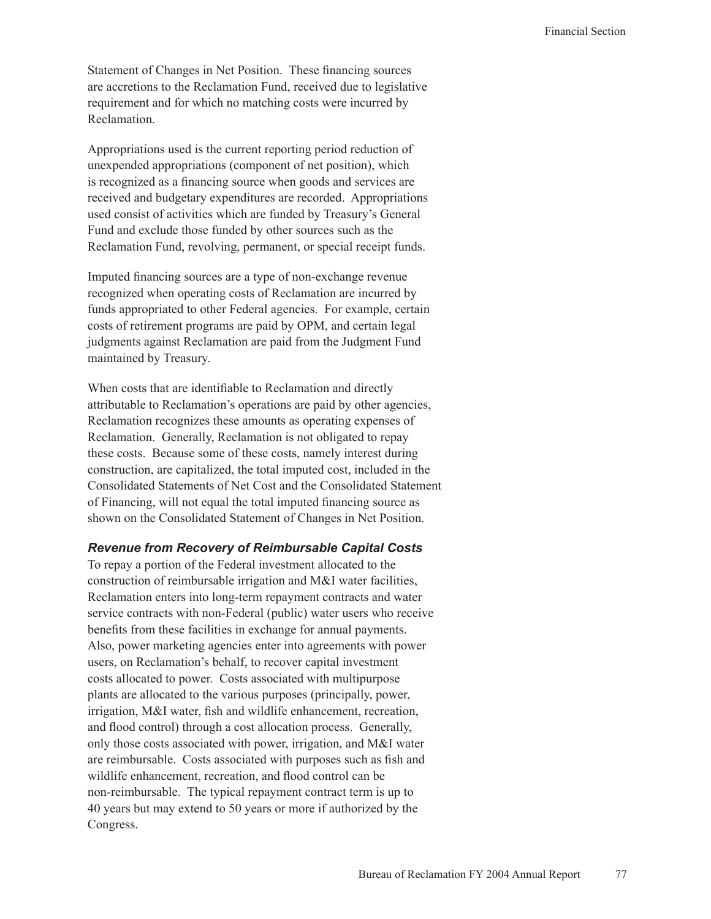Statement of Changes in Net Position. These financing sources are accretions to the Reclamation Fund, received due to legislative requirement and for which no matching costs were incurred by Reclamation.

Appropriations used is the current reporting period reduction of unexpended appropriations (component of net position), which is recognized as a financing source when goods and services are received and budgetary expenditures are recorded. Appropriations used consist of activities which are funded by Treasury's General Fund and exclude those funded by other sources such as the Reclamation Fund, revolving, permanent, or special receipt funds.

Imputed financing sources are a type of non-exchange revenue recognized when operating costs of Reclamation are incurred by funds appropriated to other Federal agencies. For example, certain costs of retirement programs are paid by OPM, and certain legal judgments against Reclamation are paid from the Judgment Fund maintained by Treasury.

When costs that are identifiable to Reclamation and directly attributable to Reclamation's operations are paid by other agencies, Reclamation recognizes these amounts as operating expenses of Reclamation. Generally, Reclamation is not obligated to repay these costs. Because some of these costs, namely interest during construction, are capitalized, the total imputed cost, included in the Consolidated Statements of Net Cost and the Consolidated Statement of Financing, will not equal the total imputed financing source as shown on the Consolidated Statement of Changes in Net Position.

***Revenue from Recovery of Reimbursable Capital Costs***

To repay a portion of the Federal investment allocated to the construction of reimbursable irrigation and M&I water facilities, Reclamation enters into long-term repayment contracts and water service contracts with non-Federal (public) water users who receive benefits from these facilities in exchange for annual payments. Also, power marketing agencies enter into agreements with power users, on Reclamation's behalf, to recover capital investment costs allocated to power. Costs associated with multipurpose plants are allocated to the various purposes (principally, power, irrigation, M&I water, fish and wildlife enhancement, recreation, and flood control) through a cost allocation process. Generally, only those costs associated with power, irrigation, and M&I water are reimbursable. Costs associated with purposes such as fish and wildlife enhancement, recreation, and flood control can be non-reimbursable. The typical repayment contract term is up to 40 years but may extend to 50 years or more if authorized by the Congress.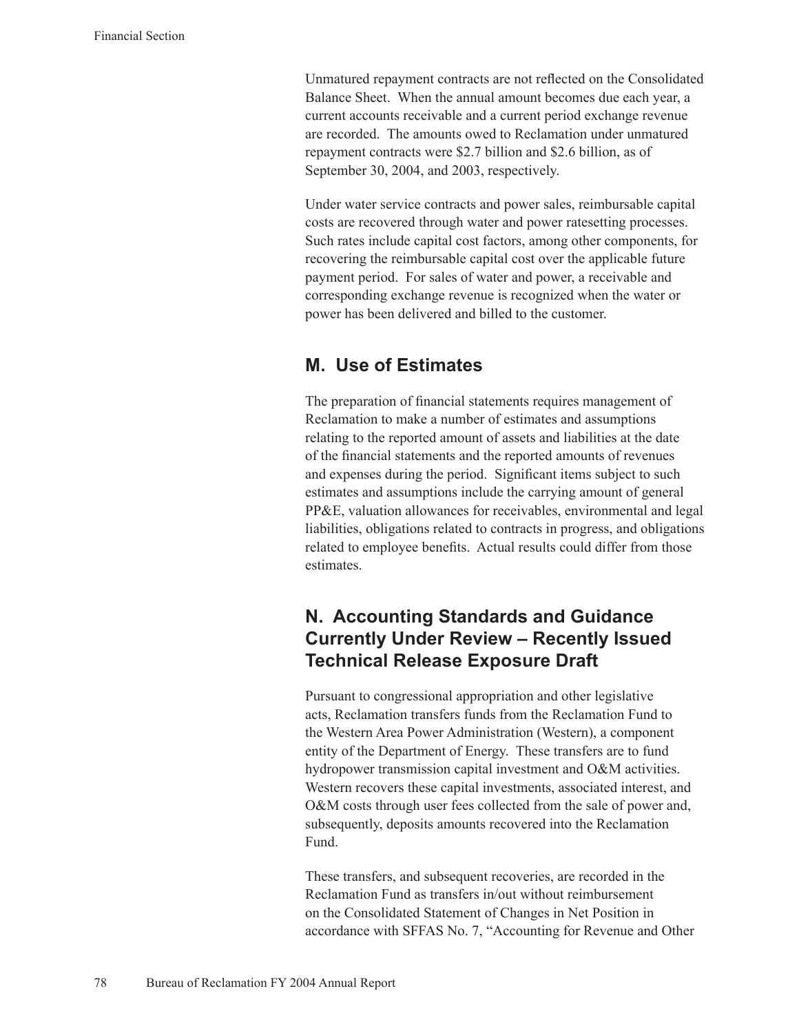Unmatured repayment contracts are not reflected on the Consolidated Balance Sheet. When the annual amount becomes due each year, a current accounts receivable and a current period exchange revenue are recorded. The amounts owed to Reclamation under unmatured repayment contracts were $2.7 billion and $2.6 billion, as of September 30, 2004, and 2003, respectively.

Under water service contracts and power sales, reimbursable capital costs are recovered through water and power ratesetting processes. Such rates include capital cost factors, among other components, for recovering the reimbursable capital cost over the applicable future payment period. For sales of water and power, a receivable and corresponding exchange revenue is recognized when the water or power has been delivered and billed to the customer.

## M. Use of Estimates

The preparation of financial statements requires management of Reclamation to make a number of estimates and assumptions relating to the reported amount of assets and liabilities at the date of the financial statements and the reported amounts of revenues and expenses during the period. Significant items subject to such estimates and assumptions include the carrying amount of general PP&E, valuation allowances for receivables, environmental and legal liabilities, obligations related to contracts in progress, and obligations related to employee benefits. Actual results could differ from those estimates.

## N. Accounting Standards and Guidance Currently Under Review – Recently Issued Technical Release Exposure Draft

Pursuant to congressional appropriation and other legislative acts, Reclamation transfers funds from the Reclamation Fund to the Western Area Power Administration (Western), a component entity of the Department of Energy. These transfers are to fund hydropower transmission capital investment and O&M activities. Western recovers these capital investments, associated interest, and O&M costs through user fees collected from the sale of power and, subsequently, deposits amounts recovered into the Reclamation Fund.

These transfers, and subsequent recoveries, are recorded in the Reclamation Fund as transfers in/out without reimbursement on the Consolidated Statement of Changes in Net Position in accordance with SFFAS No. 7, "Accounting for Revenue and Other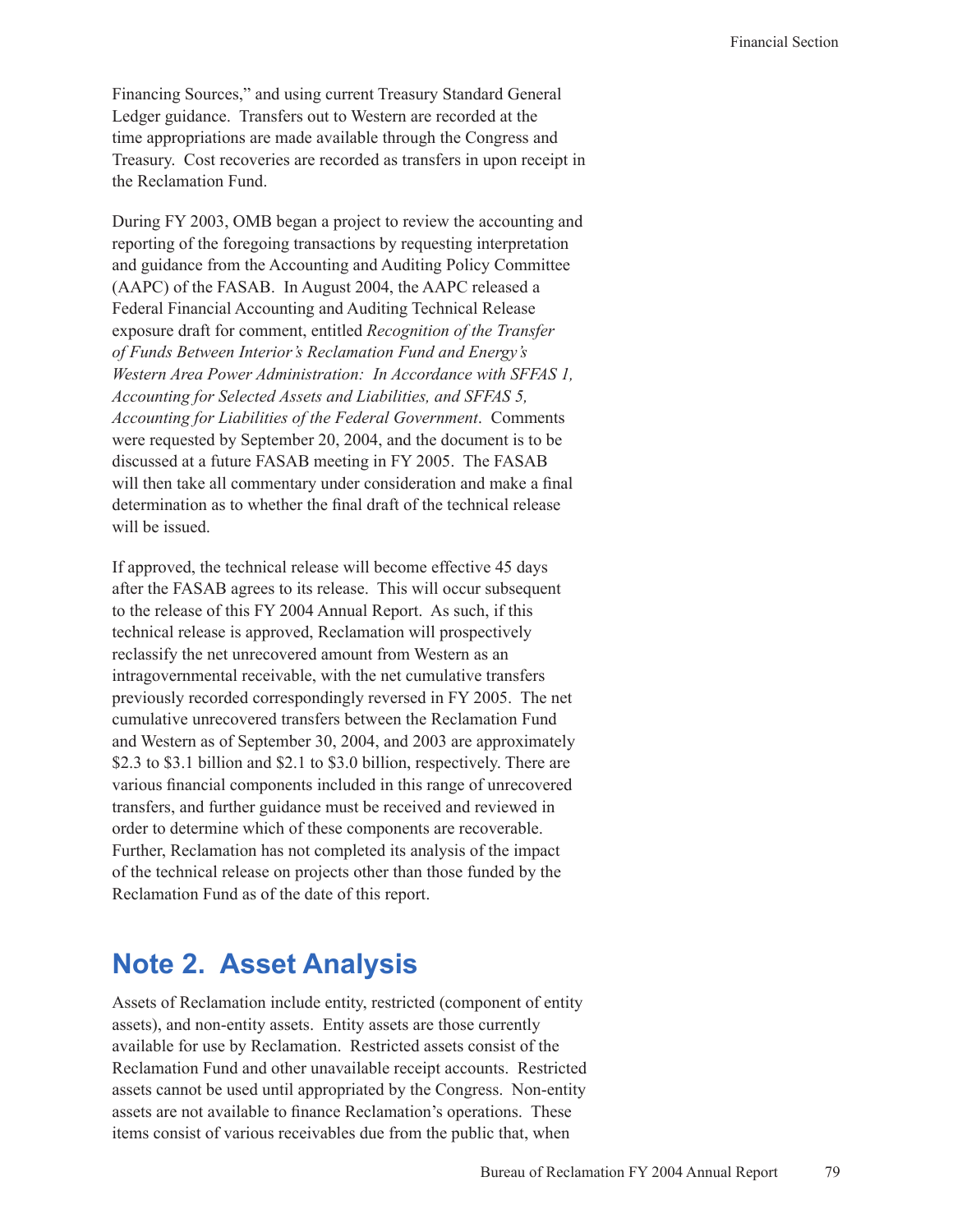Financing Sources," and using current Treasury Standard General Ledger guidance. Transfers out to Western are recorded at the time appropriations are made available through the Congress and Treasury. Cost recoveries are recorded as transfers in upon receipt in the Reclamation Fund.

During FY 2003, OMB began a project to review the accounting and reporting of the foregoing transactions by requesting interpretation and guidance from the Accounting and Auditing Policy Committee (AAPC) of the FASAB. In August 2004, the AAPC released a Federal Financial Accounting and Auditing Technical Release exposure draft for comment, entitled *Recognition of the Transfer of Funds Between Interior's Reclamation Fund and Energy's Western Area Power Administration: In Accordance with SFFAS 1, Accounting for Selected Assets and Liabilities, and SFFAS 5, Accounting for Liabilities of the Federal Government*. Comments were requested by September 20, 2004, and the document is to be discussed at a future FASAB meeting in FY 2005. The FASAB will then take all commentary under consideration and make a final determination as to whether the final draft of the technical release will be issued.

If approved, the technical release will become effective 45 days after the FASAB agrees to its release. This will occur subsequent to the release of this FY 2004 Annual Report. As such, if this technical release is approved, Reclamation will prospectively reclassify the net unrecovered amount from Western as an intragovernmental receivable, with the net cumulative transfers previously recorded correspondingly reversed in FY 2005. The net cumulative unrecovered transfers between the Reclamation Fund and Western as of September 30, 2004, and 2003 are approximately $2.3 to $3.1 billion and $2.1 to $3.0 billion, respectively. There are various financial components included in this range of unrecovered transfers, and further guidance must be received and reviewed in order to determine which of these components are recoverable. Further, Reclamation has not completed its analysis of the impact of the technical release on projects other than those funded by the Reclamation Fund as of the date of this report.

## Note 2. Asset Analysis

Assets of Reclamation include entity, restricted (component of entity assets), and non-entity assets. Entity assets are those currently available for use by Reclamation. Restricted assets consist of the Reclamation Fund and other unavailable receipt accounts. Restricted assets cannot be used until appropriated by the Congress. Non-entity assets are not available to finance Reclamation's operations. These items consist of various receivables due from the public that, when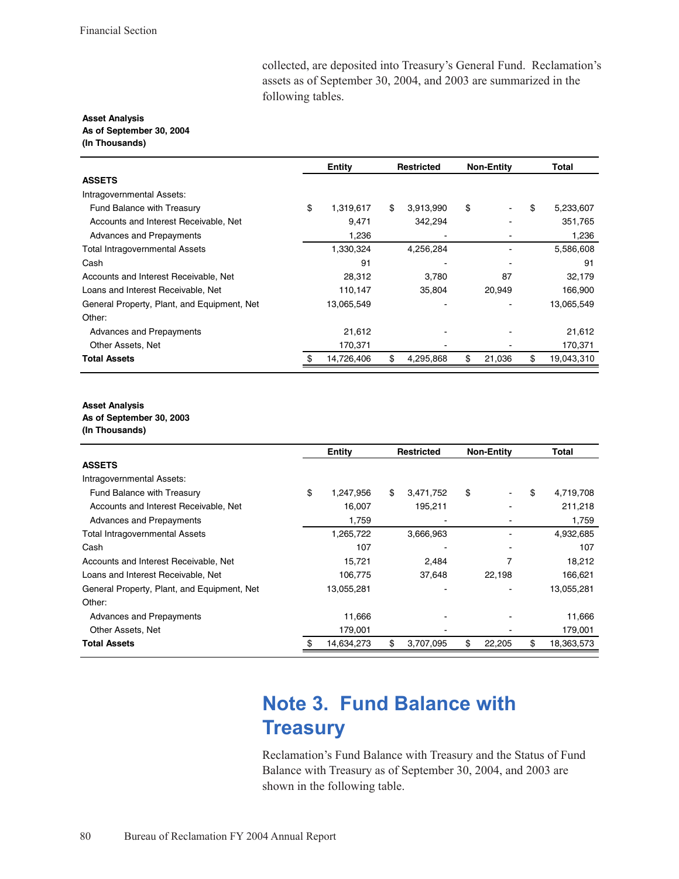collected, are deposited into Treasury's General Fund. Reclamation's assets as of September 30, 2004, and 2003 are summarized in the following tables.

**Asset Analysis**
**As of September 30, 2004**
**(In Thousands)**

| | Entity | Restricted | Non-Entity | Total |
|---|---|---|---|---|
| **ASSETS** | | | | |
| Intragovernmental Assets: | | | | |
| Fund Balance with Treasury | $ 1,319,617 | $ 3,913,990 | $ - | $ 5,233,607 |
| Accounts and Interest Receivable, Net | 9,471 | 342,294 | - | 351,765 |
| Advances and Prepayments | 1,236 | - | - | 1,236 |
| Total Intragovernmental Assets | 1,330,324 | 4,256,284 | - | 5,586,608 |
| Cash | 91 | - | - | 91 |
| Accounts and Interest Receivable, Net | 28,312 | 3,780 | 87 | 32,179 |
| Loans and Interest Receivable, Net | 110,147 | 35,804 | 20,949 | 166,900 |
| General Property, Plant, and Equipment, Net | 13,065,549 | - | - | 13,065,549 |
| Other: | | | | |
| Advances and Prepayments | 21,612 | - | - | 21,612 |
| Other Assets, Net | 170,371 | - | - | 170,371 |
| **Total Assets** | $ 14,726,406 | $ 4,295,868 | $ 21,036 | $ 19,043,310 |

**Asset Analysis**
**As of September 30, 2003**
**(In Thousands)**

| | Entity | Restricted | Non-Entity | Total |
|---|---|---|---|---|
| **ASSETS** | | | | |
| Intragovernmental Assets: | | | | |
| Fund Balance with Treasury | $ 1,247,956 | $ 3,471,752 | $ - | $ 4,719,708 |
| Accounts and Interest Receivable, Net | 16,007 | 195,211 | - | 211,218 |
| Advances and Prepayments | 1,759 | - | - | 1,759 |
| Total Intragovernmental Assets | 1,265,722 | 3,666,963 | - | 4,932,685 |
| Cash | 107 | - | - | 107 |
| Accounts and Interest Receivable, Net | 15,721 | 2,484 | 7 | 18,212 |
| Loans and Interest Receivable, Net | 106,775 | 37,648 | 22,198 | 166,621 |
| General Property, Plant, and Equipment, Net | 13,055,281 | - | - | 13,055,281 |
| Other: | | | | |
| Advances and Prepayments | 11,666 | - | - | 11,666 |
| Other Assets, Net | 179,001 | - | - | 179,001 |
| **Total Assets** | $ 14,634,273 | $ 3,707,095 | $ 22,205 | $ 18,363,573 |

## Note 3. Fund Balance with Treasury

Reclamation's Fund Balance with Treasury and the Status of Fund Balance with Treasury as of September 30, 2004, and 2003 are shown in the following table.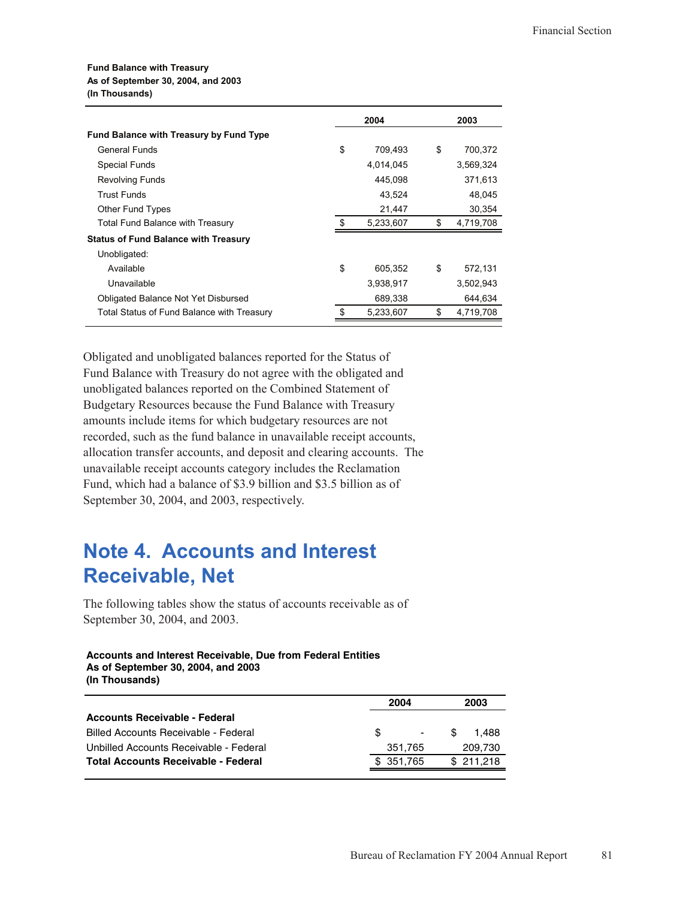**Fund Balance with Treasury**
**As of September 30, 2004, and 2003**
**(In Thousands)**

| | 2004 | 2003 |
|---|---|---|
| **Fund Balance with Treasury by Fund Type** | | |
| General Funds | $ 709,493 | $ 700,372 |
| Special Funds | 4,014,045 | 3,569,324 |
| Revolving Funds | 445,098 | 371,613 |
| Trust Funds | 43,524 | 48,045 |
| Other Fund Types | 21,447 | 30,354 |
| Total Fund Balance with Treasury | $ 5,233,607 | $ 4,719,708 |
| **Status of Fund Balance with Treasury** | | |
| Unobligated: | | |
| Available | $ 605,352 | $ 572,131 |
| Unavailable | 3,938,917 | 3,502,943 |
| Obligated Balance Not Yet Disbursed | 689,338 | 644,634 |
| Total Status of Fund Balance with Treasury | $ 5,233,607 | $ 4,719,708 |

Obligated and unobligated balances reported for the Status of Fund Balance with Treasury do not agree with the obligated and unobligated balances reported on the Combined Statement of Budgetary Resources because the Fund Balance with Treasury amounts include items for which budgetary resources are not recorded, such as the fund balance in unavailable receipt accounts, allocation transfer accounts, and deposit and clearing accounts. The unavailable receipt accounts category includes the Reclamation Fund, which had a balance of $3.9 billion and $3.5 billion as of September 30, 2004, and 2003, respectively.

## Note 4. Accounts and Interest Receivable, Net

The following tables show the status of accounts receivable as of September 30, 2004, and 2003.

**Accounts and Interest Receivable, Due from Federal Entities**
**As of September 30, 2004, and 2003**
**(In Thousands)**

| | 2004 | 2003 |
|---|---|---|
| **Accounts Receivable - Federal** | | |
| Billed Accounts Receivable - Federal | $ - | $ 1,488 |
| Unbilled Accounts Receivable - Federal | 351,765 | 209,730 |
| **Total Accounts Receivable - Federal** | $ 351,765 | $ 211,218 |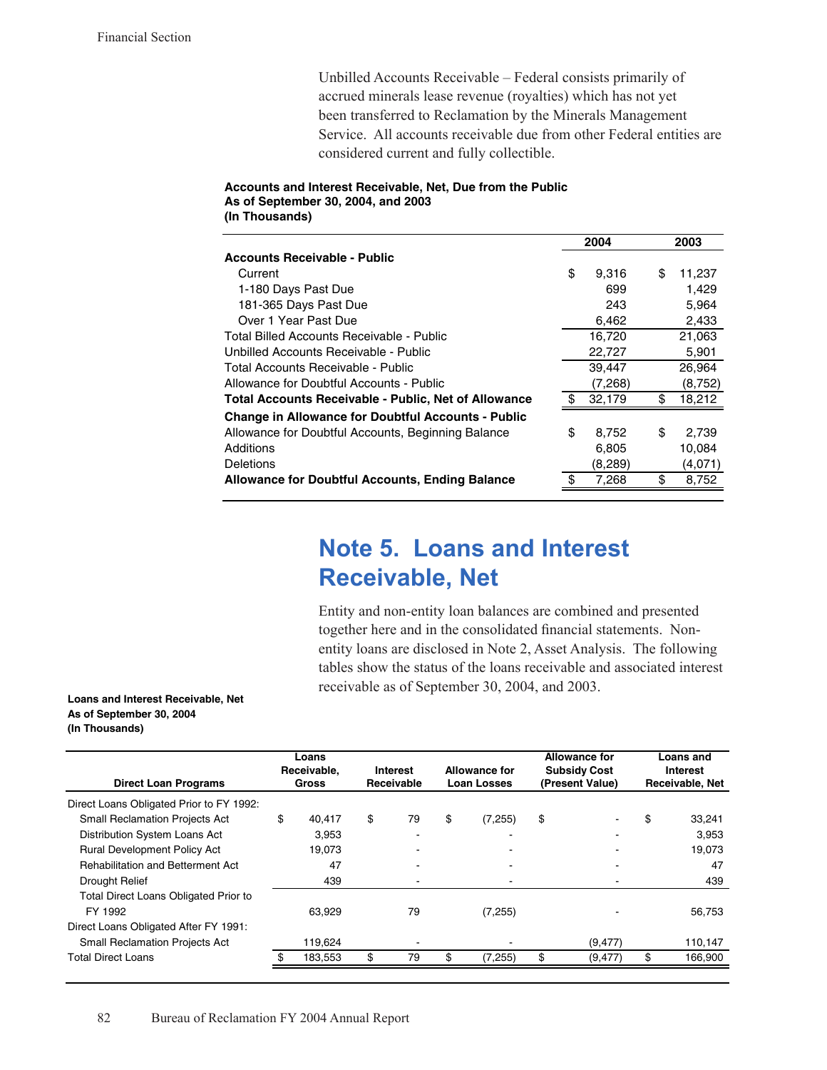Unbilled Accounts Receivable – Federal consists primarily of accrued minerals lease revenue (royalties) which has not yet been transferred to Reclamation by the Minerals Management Service. All accounts receivable due from other Federal entities are considered current and fully collectible.

**Accounts and Interest Receivable, Net, Due from the Public**
**As of September 30, 2004, and 2003**
**(In Thousands)**

| | 2004 | 2003 |
|---|---|---|
| **Accounts Receivable - Public** | | |
| Current | $ 9,316 | $ 11,237 |
| 1-180 Days Past Due | 699 | 1,429 |
| 181-365 Days Past Due | 243 | 5,964 |
| Over 1 Year Past Due | 6,462 | 2,433 |
| Total Billed Accounts Receivable - Public | 16,720 | 21,063 |
| Unbilled Accounts Receivable - Public | 22,727 | 5,901 |
| Total Accounts Receivable - Public | 39,447 | 26,964 |
| Allowance for Doubtful Accounts - Public | (7,268) | (8,752) |
| **Total Accounts Receivable - Public, Net of Allowance** | $ 32,179 | $ 18,212 |
| **Change in Allowance for Doubtful Accounts - Public** | | |
| Allowance for Doubtful Accounts, Beginning Balance | $ 8,752 | $ 2,739 |
| Additions | 6,805 | 10,084 |
| Deletions | (8,289) | (4,071) |
| **Allowance for Doubtful Accounts, Ending Balance** | $ 7,268 | $ 8,752 |

# Note 5. Loans and Interest Receivable, Net

Entity and non-entity loan balances are combined and presented together here and in the consolidated financial statements. Non-entity loans are disclosed in Note 2, Asset Analysis. The following tables show the status of the loans receivable and associated interest receivable as of September 30, 2004, and 2003.

**Loans and Interest Receivable, Net**
**As of September 30, 2004**
**(In Thousands)**

| Direct Loan Programs | Loans Receivable, Gross | Interest Receivable | Allowance for Loan Losses | Allowance for Subsidy Cost (Present Value) | Loans and Interest Receivable, Net |
|---|---|---|---|---|---|
| Direct Loans Obligated Prior to FY 1992: | | | | | |
| Small Reclamation Projects Act | $ 40,417 | $ 79 | $ (7,255) | $ - | $ 33,241 |
| Distribution System Loans Act | 3,953 | - | - | - | 3,953 |
| Rural Development Policy Act | 19,073 | - | - | - | 19,073 |
| Rehabilitation and Betterment Act | 47 | - | - | - | 47 |
| Drought Relief | 439 | - | - | - | 439 |
| Total Direct Loans Obligated Prior to FY 1992 | 63,929 | 79 | (7,255) | - | 56,753 |
| Direct Loans Obligated After FY 1991: | | | | | |
| Small Reclamation Projects Act | 119,624 | - | - | (9,477) | 110,147 |
| Total Direct Loans | $ 183,553 | $ 79 | $ (7,255) | $ (9,477) | $ 166,900 |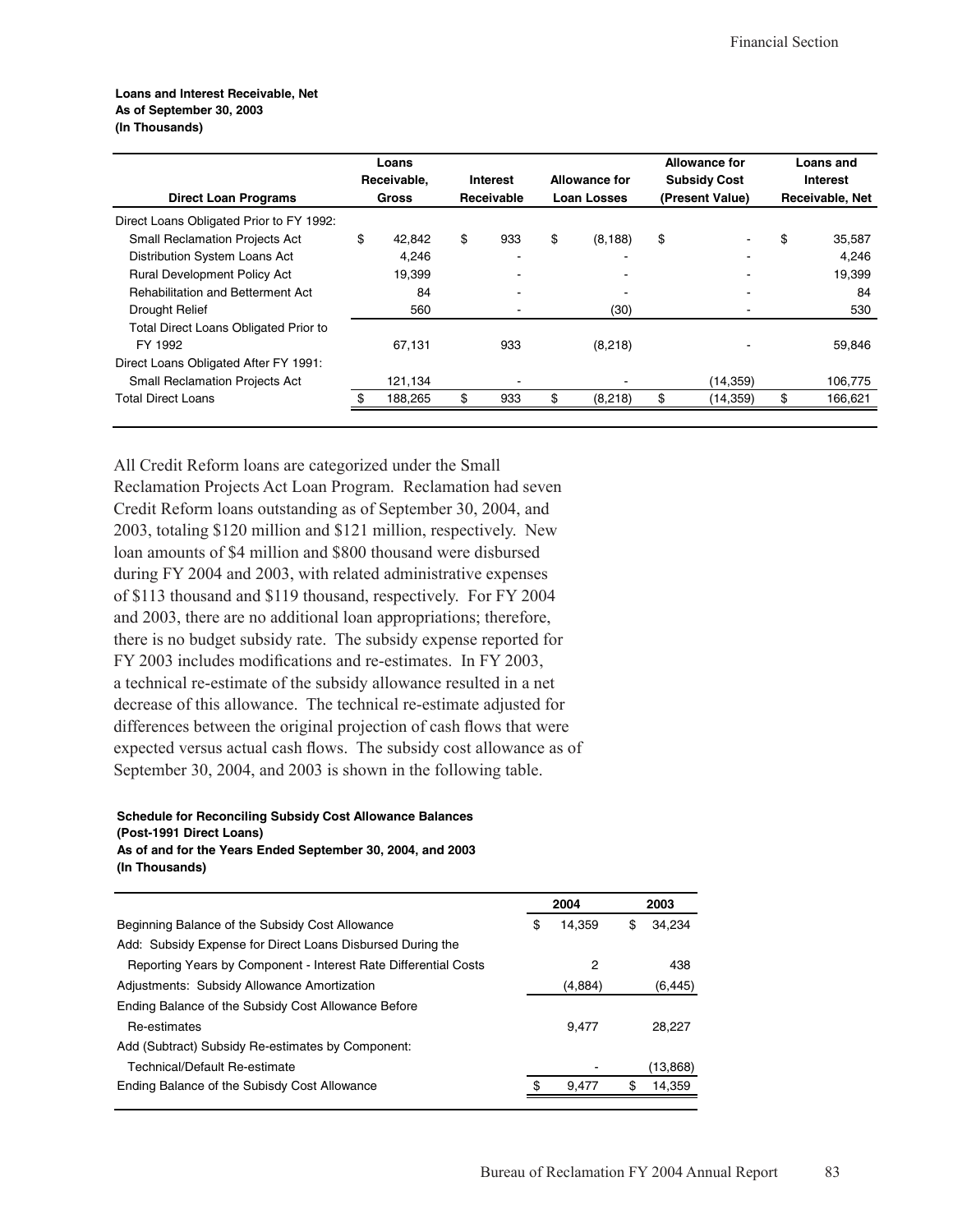**Loans and Interest Receivable, Net**
**As of September 30, 2003**
**(In Thousands)**

| Direct Loan Programs | Loans Receivable, Gross | Interest Receivable | Allowance for Loan Losses | Allowance for Subsidy Cost (Present Value) | Loans and Interest Receivable, Net |
|---|---|---|---|---|---|
| Direct Loans Obligated Prior to FY 1992: | | | | | |
| Small Reclamation Projects Act | $ 42,842 | $ 933 | $ (8,188) | $ - | $ 35,587 |
| Distribution System Loans Act | 4,246 | - | - | - | 4,246 |
| Rural Development Policy Act | 19,399 | - | - | - | 19,399 |
| Rehabilitation and Betterment Act | 84 | - | - | - | 84 |
| Drought Relief | 560 | - | (30) | - | 530 |
| Total Direct Loans Obligated Prior to FY 1992 | 67,131 | 933 | (8,218) | - | 59,846 |
| Direct Loans Obligated After FY 1991: | | | | | |
| Small Reclamation Projects Act | 121,134 | - | - | (14,359) | 106,775 |
| Total Direct Loans | $ 188,265 | $ 933 | $ (8,218) | $ (14,359) | $ 166,621 |

All Credit Reform loans are categorized under the Small Reclamation Projects Act Loan Program. Reclamation had seven Credit Reform loans outstanding as of September 30, 2004, and 2003, totaling $120 million and $121 million, respectively. New loan amounts of $4 million and $800 thousand were disbursed during FY 2004 and 2003, with related administrative expenses of $113 thousand and $119 thousand, respectively. For FY 2004 and 2003, there are no additional loan appropriations; therefore, there is no budget subsidy rate. The subsidy expense reported for FY 2003 includes modifications and re-estimates. In FY 2003, a technical re-estimate of the subsidy allowance resulted in a net decrease of this allowance. The technical re-estimate adjusted for differences between the original projection of cash flows that were expected versus actual cash flows. The subsidy cost allowance as of September 30, 2004, and 2003 is shown in the following table.

**Schedule for Reconciling Subsidy Cost Allowance Balances**
**(Post-1991 Direct Loans)**
**As of and for the Years Ended September 30, 2004, and 2003**
**(In Thousands)**

| | 2004 | 2003 |
|---|---|---|
| Beginning Balance of the Subsidy Cost Allowance | $ 14,359 | $ 34,234 |
| Add: Subsidy Expense for Direct Loans Disbursed During the Reporting Years by Component - Interest Rate Differential Costs | 2 | 438 |
| Adjustments: Subsidy Allowance Amortization | (4,884) | (6,445) |
| Ending Balance of the Subsidy Cost Allowance Before Re-estimates | 9,477 | 28,227 |
| Add (Subtract) Subsidy Re-estimates by Component: | | |
| Technical/Default Re-estimate | - | (13,868) |
| Ending Balance of the Subisdy Cost Allowance | $ 9,477 | $ 14,359 |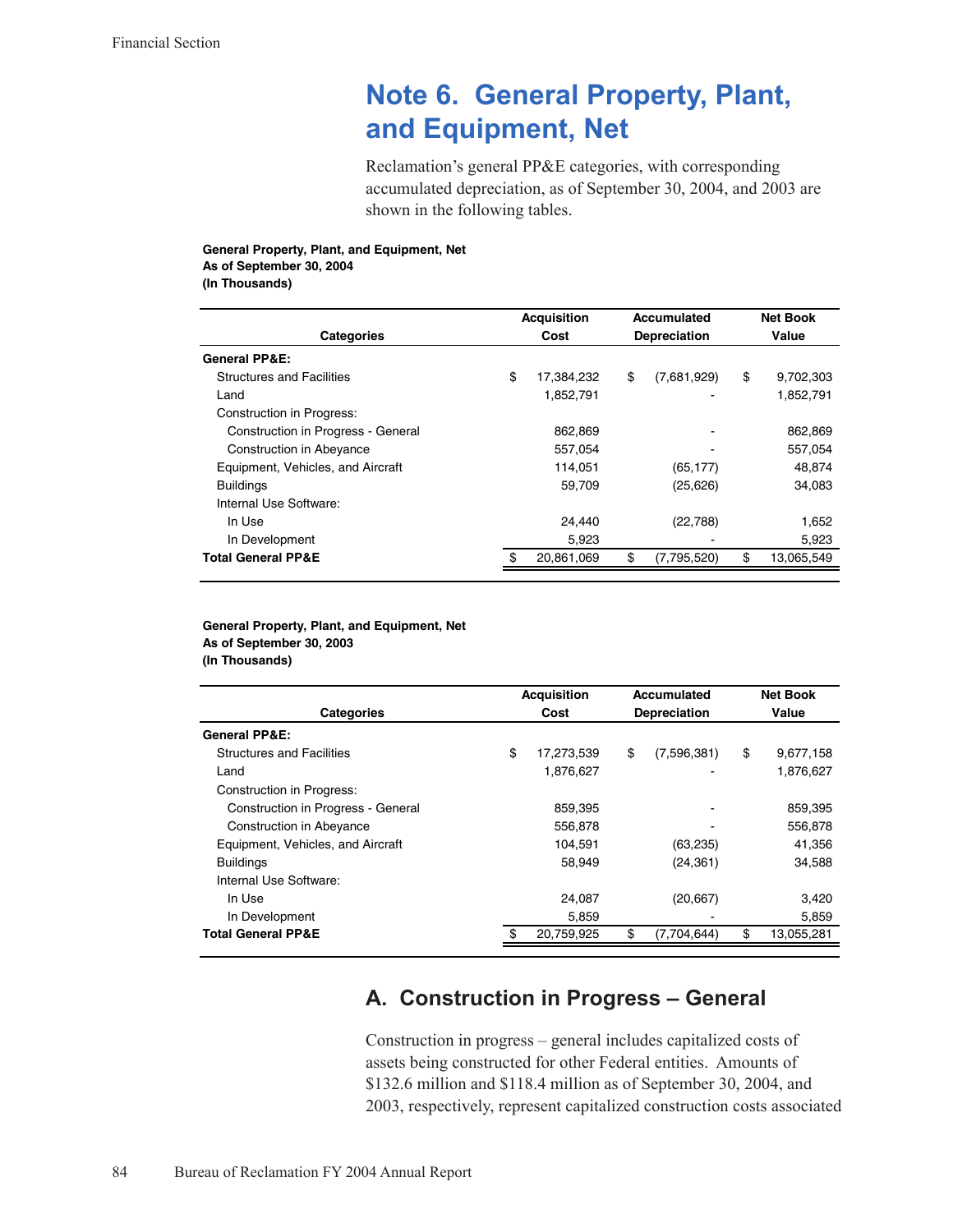# Note 6. General Property, Plant, and Equipment, Net

Reclamation's general PP&E categories, with corresponding accumulated depreciation, as of September 30, 2004, and 2003 are shown in the following tables.

**General Property, Plant, and Equipment, Net**
**As of September 30, 2004**
**(In Thousands)**

| Categories | Acquisition Cost | Accumulated Depreciation | Net Book Value |
|---|---|---|---|
| **General PP&E:** | | | |
| Structures and Facilities | $ 17,384,232 | $ (7,681,929) | $ 9,702,303 |
| Land | 1,852,791 | - | 1,852,791 |
| Construction in Progress: | | | |
| Construction in Progress - General | 862,869 | - | 862,869 |
| Construction in Abeyance | 557,054 | - | 557,054 |
| Equipment, Vehicles, and Aircraft | 114,051 | (65,177) | 48,874 |
| Buildings | 59,709 | (25,626) | 34,083 |
| Internal Use Software: | | | |
| In Use | 24,440 | (22,788) | 1,652 |
| In Development | 5,923 | - | 5,923 |
| **Total General PP&E** | $ 20,861,069 | $ (7,795,520) | $ 13,065,549 |

**General Property, Plant, and Equipment, Net**
**As of September 30, 2003**
**(In Thousands)**

| Categories | Acquisition Cost | Accumulated Depreciation | Net Book Value |
|---|---|---|---|
| **General PP&E:** | | | |
| Structures and Facilities | $ 17,273,539 | $ (7,596,381) | $ 9,677,158 |
| Land | 1,876,627 | - | 1,876,627 |
| Construction in Progress: | | | |
| Construction in Progress - General | 859,395 | - | 859,395 |
| Construction in Abeyance | 556,878 | - | 556,878 |
| Equipment, Vehicles, and Aircraft | 104,591 | (63,235) | 41,356 |
| Buildings | 58,949 | (24,361) | 34,588 |
| Internal Use Software: | | | |
| In Use | 24,087 | (20,667) | 3,420 |
| In Development | 5,859 | - | 5,859 |
| **Total General PP&E** | $ 20,759,925 | $ (7,704,644) | $ 13,055,281 |

## A. Construction in Progress – General

Construction in progress – general includes capitalized costs of assets being constructed for other Federal entities. Amounts of $132.6 million and $118.4 million as of September 30, 2004, and 2003, respectively, represent capitalized construction costs associated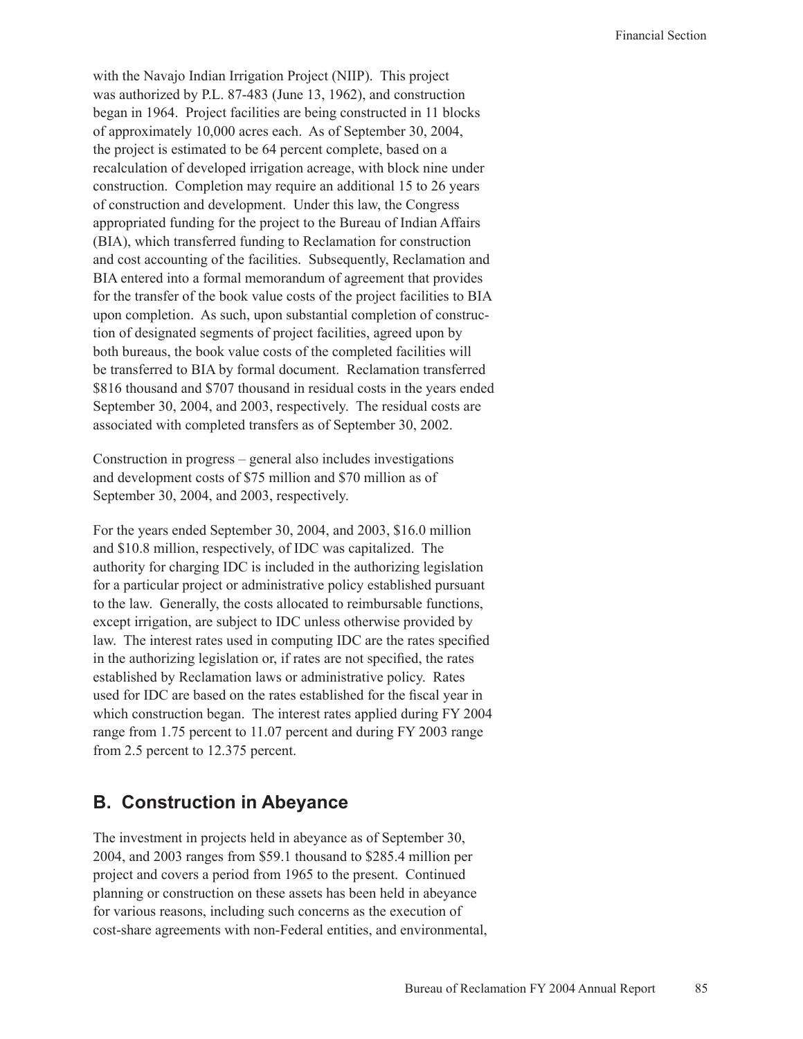with the Navajo Indian Irrigation Project (NIIP). This project was authorized by P.L. 87-483 (June 13, 1962), and construction began in 1964. Project facilities are being constructed in 11 blocks of approximately 10,000 acres each. As of September 30, 2004, the project is estimated to be 64 percent complete, based on a recalculation of developed irrigation acreage, with block nine under construction. Completion may require an additional 15 to 26 years of construction and development. Under this law, the Congress appropriated funding for the project to the Bureau of Indian Affairs (BIA), which transferred funding to Reclamation for construction and cost accounting of the facilities. Subsequently, Reclamation and BIA entered into a formal memorandum of agreement that provides for the transfer of the book value costs of the project facilities to BIA upon completion. As such, upon substantial completion of construction of designated segments of project facilities, agreed upon by both bureaus, the book value costs of the completed facilities will be transferred to BIA by formal document. Reclamation transferred $816 thousand and $707 thousand in residual costs in the years ended September 30, 2004, and 2003, respectively. The residual costs are associated with completed transfers as of September 30, 2002.

Construction in progress – general also includes investigations and development costs of $75 million and $70 million as of September 30, 2004, and 2003, respectively.

For the years ended September 30, 2004, and 2003, $16.0 million and $10.8 million, respectively, of IDC was capitalized. The authority for charging IDC is included in the authorizing legislation for a particular project or administrative policy established pursuant to the law. Generally, the costs allocated to reimbursable functions, except irrigation, are subject to IDC unless otherwise provided by law. The interest rates used in computing IDC are the rates specified in the authorizing legislation or, if rates are not specified, the rates established by Reclamation laws or administrative policy. Rates used for IDC are based on the rates established for the fiscal year in which construction began. The interest rates applied during FY 2004 range from 1.75 percent to 11.07 percent and during FY 2003 range from 2.5 percent to 12.375 percent.

## B. Construction in Abeyance

The investment in projects held in abeyance as of September 30, 2004, and 2003 ranges from $59.1 thousand to $285.4 million per project and covers a period from 1965 to the present. Continued planning or construction on these assets has been held in abeyance for various reasons, including such concerns as the execution of cost-share agreements with non-Federal entities, and environmental,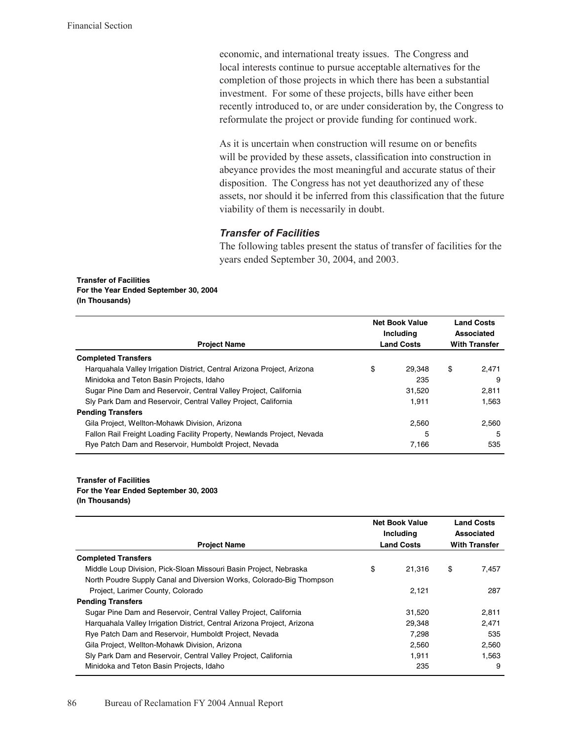economic, and international treaty issues. The Congress and local interests continue to pursue acceptable alternatives for the completion of those projects in which there has been a substantial investment. For some of these projects, bills have either been recently introduced to, or are under consideration by, the Congress to reformulate the project or provide funding for continued work.

As it is uncertain when construction will resume on or benefits will be provided by these assets, classification into construction in abeyance provides the most meaningful and accurate status of their disposition. The Congress has not yet deauthorized any of these assets, nor should it be inferred from this classification that the future viability of them is necessarily in doubt.

### *Transfer of Facilities*

The following tables present the status of transfer of facilities for the years ended September 30, 2004, and 2003.

**Transfer of Facilities**
**For the Year Ended September 30, 2004**
**(In Thousands)**

| Project Name | Net Book Value Including Land Costs | Land Costs Associated With Transfer |
|---|---|---|
| **Completed Transfers** | | |
| Harquahala Valley Irrigation District, Central Arizona Project, Arizona | $ 29,348 | $ 2,471 |
| Minidoka and Teton Basin Projects, Idaho | 235 | 9 |
| Sugar Pine Dam and Reservoir, Central Valley Project, California | 31,520 | 2,811 |
| Sly Park Dam and Reservoir, Central Valley Project, California | 1,911 | 1,563 |
| **Pending Transfers** | | |
| Gila Project, Wellton-Mohawk Division, Arizona | 2,560 | 2,560 |
| Fallon Rail Freight Loading Facility Property, Newlands Project, Nevada | 5 | 5 |
| Rye Patch Dam and Reservoir, Humboldt Project, Nevada | 7,166 | 535 |

**Transfer of Facilities**
**For the Year Ended September 30, 2003**
**(In Thousands)**

| Project Name | Net Book Value Including Land Costs | Land Costs Associated With Transfer |
|---|---|---|
| **Completed Transfers** | | |
| Middle Loup Division, Pick-Sloan Missouri Basin Project, Nebraska | $ 21,316 | $ 7,457 |
| North Poudre Supply Canal and Diversion Works, Colorado-Big Thompson Project, Larimer County, Colorado | 2,121 | 287 |
| **Pending Transfers** | | |
| Sugar Pine Dam and Reservoir, Central Valley Project, California | 31,520 | 2,811 |
| Harquahala Valley Irrigation District, Central Arizona Project, Arizona | 29,348 | 2,471 |
| Rye Patch Dam and Reservoir, Humboldt Project, Nevada | 7,298 | 535 |
| Gila Project, Wellton-Mohawk Division, Arizona | 2,560 | 2,560 |
| Sly Park Dam and Reservoir, Central Valley Project, California | 1,911 | 1,563 |
| Minidoka and Teton Basin Projects, Idaho | 235 | 9 |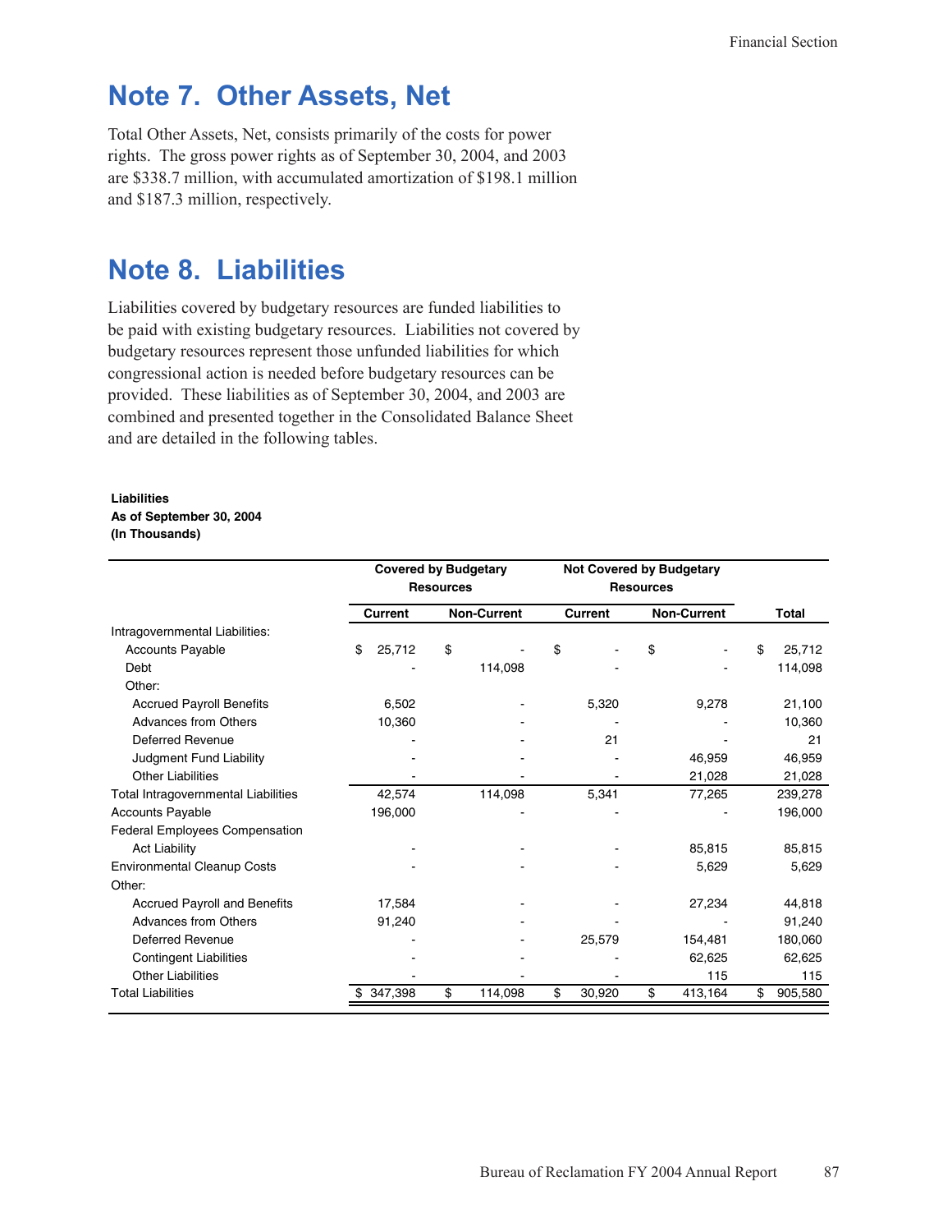# Note 7. Other Assets, Net

Total Other Assets, Net, consists primarily of the costs for power rights. The gross power rights as of September 30, 2004, and 2003 are $338.7 million, with accumulated amortization of $198.1 million and $187.3 million, respectively.

# Note 8. Liabilities

Liabilities covered by budgetary resources are funded liabilities to be paid with existing budgetary resources. Liabilities not covered by budgetary resources represent those unfunded liabilities for which congressional action is needed before budgetary resources can be provided. These liabilities as of September 30, 2004, and 2003 are combined and presented together in the Consolidated Balance Sheet and are detailed in the following tables.

**Liabilities**
**As of September 30, 2004**
**(In Thousands)**

| | Covered by Budgetary Resources | | Not Covered by Budgetary Resources | | |
|---|---|---|---|---|---|
| | Current | Non-Current | Current | Non-Current | Total |
| Intragovernmental Liabilities: | | | | | |
| Accounts Payable | $ 25,712 | $ - | $ - | $ - | $ 25,712 |
| Debt | - | 114,098 | - | - | 114,098 |
| Other: | | | | | |
| Accrued Payroll Benefits | 6,502 | - | 5,320 | 9,278 | 21,100 |
| Advances from Others | 10,360 | - | - | - | 10,360 |
| Deferred Revenue | - | - | 21 | - | 21 |
| Judgment Fund Liability | - | - | - | 46,959 | 46,959 |
| Other Liabilities | - | - | - | 21,028 | 21,028 |
| Total Intragovernmental Liabilities | 42,574 | 114,098 | 5,341 | 77,265 | 239,278 |
| Accounts Payable | 196,000 | - | - | - | 196,000 |
| Federal Employees Compensation Act Liability | - | - | - | 85,815 | 85,815 |
| Environmental Cleanup Costs | - | - | - | 5,629 | 5,629 |
| Other: | | | | | |
| Accrued Payroll and Benefits | 17,584 | - | - | 27,234 | 44,818 |
| Advances from Others | 91,240 | - | - | - | 91,240 |
| Deferred Revenue | - | - | 25,579 | 154,481 | 180,060 |
| Contingent Liabilities | - | - | - | 62,625 | 62,625 |
| Other Liabilities | - | - | - | 115 | 115 |
| Total Liabilities | $ 347,398 | $ 114,098 | $ 30,920 | $ 413,164 | $ 905,580 |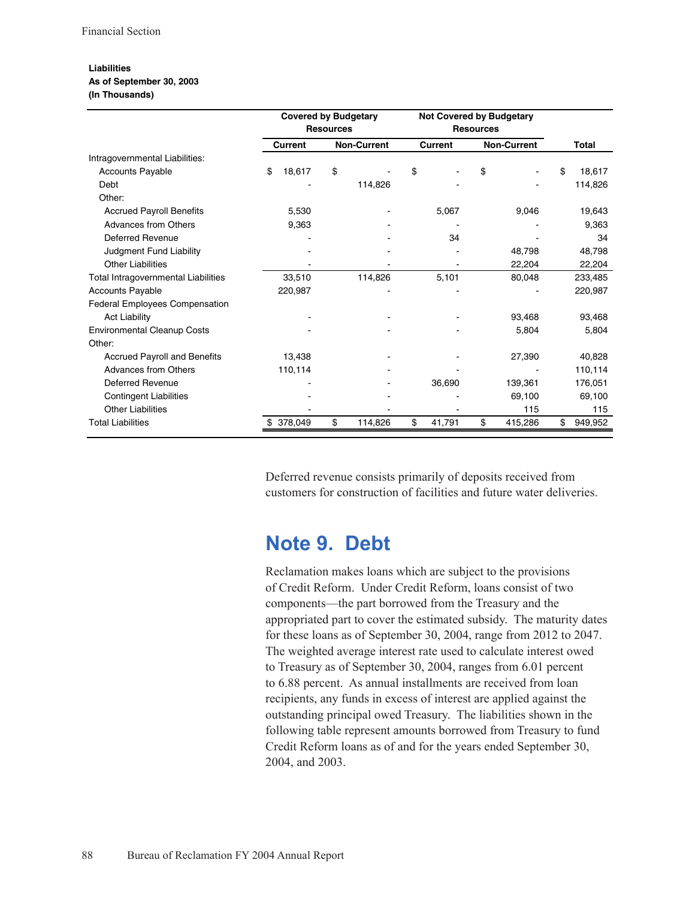**Liabilities**
**As of September 30, 2003**
**(In Thousands)**

| | Covered by Budgetary Resources | | Not Covered by Budgetary Resources | | |
|---|---|---|---|---|---|
| | Current | Non-Current | Current | Non-Current | Total |
| Intragovernmental Liabilities: | | | | | |
| Accounts Payable | $ 18,617 | $ - | $ - | $ - | $ 18,617 |
| Debt | - | 114,826 | - | - | 114,826 |
| Other: | | | | | |
| Accrued Payroll Benefits | 5,530 | - | 5,067 | 9,046 | 19,643 |
| Advances from Others | 9,363 | - | - | - | 9,363 |
| Deferred Revenue | - | - | 34 | - | 34 |
| Judgment Fund Liability | - | - | - | 48,798 | 48,798 |
| Other Liabilities | - | - | - | 22,204 | 22,204 |
| Total Intragovernmental Liabilities | 33,510 | 114,826 | 5,101 | 80,048 | 233,485 |
| Accounts Payable | 220,987 | - | - | - | 220,987 |
| Federal Employees Compensation Act Liability | - | - | - | 93,468 | 93,468 |
| Environmental Cleanup Costs | - | - | - | 5,804 | 5,804 |
| Other: | | | | | |
| Accrued Payroll and Benefits | 13,438 | - | - | 27,390 | 40,828 |
| Advances from Others | 110,114 | - | - | - | 110,114 |
| Deferred Revenue | - | - | 36,690 | 139,361 | 176,051 |
| Contingent Liabilities | - | - | - | 69,100 | 69,100 |
| Other Liabilities | - | - | - | 115 | 115 |
| Total Liabilities | $ 378,049 | $ 114,826 | $ 41,791 | $ 415,286 | $ 949,952 |

Deferred revenue consists primarily of deposits received from customers for construction of facilities and future water deliveries.

## Note 9. Debt

Reclamation makes loans which are subject to the provisions of Credit Reform. Under Credit Reform, loans consist of two components—the part borrowed from the Treasury and the appropriated part to cover the estimated subsidy. The maturity dates for these loans as of September 30, 2004, range from 2012 to 2047. The weighted average interest rate used to calculate interest owed to Treasury as of September 30, 2004, ranges from 6.01 percent to 6.88 percent. As annual installments are received from loan recipients, any funds in excess of interest are applied against the outstanding principal owed Treasury. The liabilities shown in the following table represent amounts borrowed from Treasury to fund Credit Reform loans as of and for the years ended September 30, 2004, and 2003.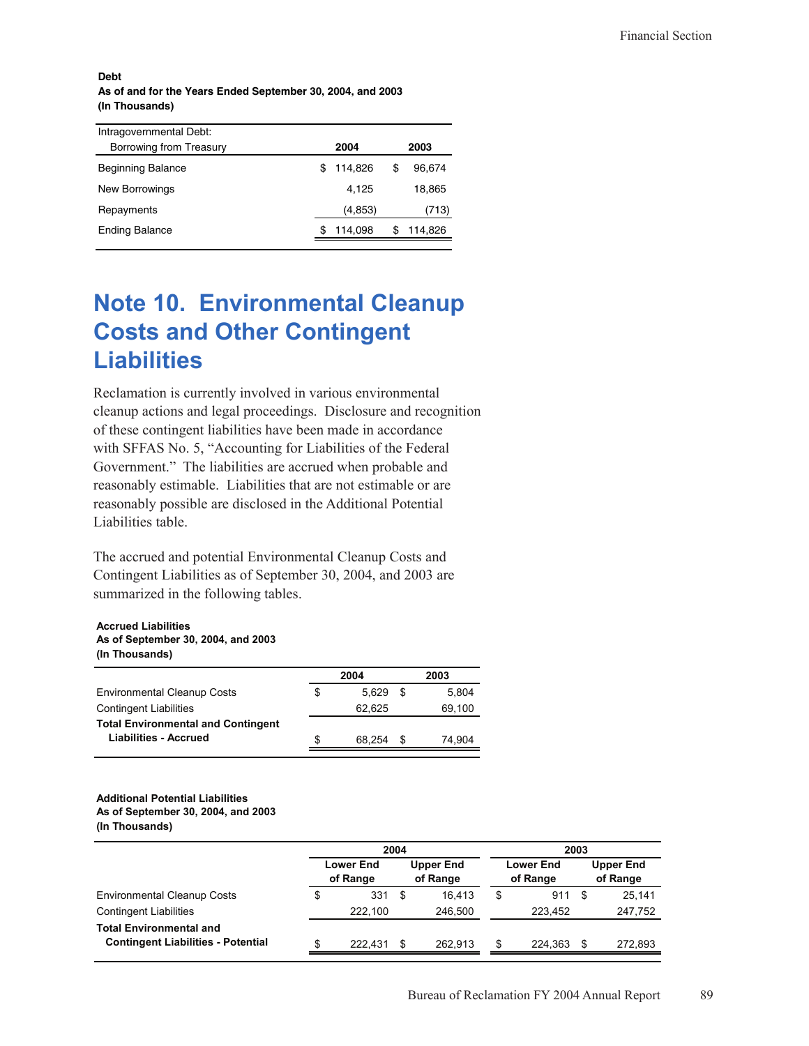**Debt**
**As of and for the Years Ended September 30, 2004, and 2003**
**(In Thousands)**

| Intragovernmental Debt: Borrowing from Treasury | 2004 | 2003 |
|---|---|---|
| Beginning Balance | $ 114,826 | $ 96,674 |
| New Borrowings | 4,125 | 18,865 |
| Repayments | (4,853) | (713) |
| Ending Balance | $ 114,098 | $ 114,826 |

# Note 10. Environmental Cleanup Costs and Other Contingent Liabilities

Reclamation is currently involved in various environmental cleanup actions and legal proceedings. Disclosure and recognition of these contingent liabilities have been made in accordance with SFFAS No. 5, "Accounting for Liabilities of the Federal Government." The liabilities are accrued when probable and reasonably estimable. Liabilities that are not estimable or are reasonably possible are disclosed in the Additional Potential Liabilities table.

The accrued and potential Environmental Cleanup Costs and Contingent Liabilities as of September 30, 2004, and 2003 are summarized in the following tables.

**Accrued Liabilities**
**As of September 30, 2004, and 2003**
**(In Thousands)**

| | 2004 | 2003 |
|---|---|---|
| Environmental Cleanup Costs | $ 5,629 | $ 5,804 |
| Contingent Liabilities | 62,625 | 69,100 |
| **Total Environmental and Contingent Liabilities - Accrued** | $ 68,254 | $ 74,904 |

**Additional Potential Liabilities**
**As of September 30, 2004, and 2003**
**(In Thousands)**

| | 2004 | | 2003 | |
|---|---|---|---|---|
| | Lower End of Range | Upper End of Range | Lower End of Range | Upper End of Range |
| Environmental Cleanup Costs | $ 331 | $ 16,413 | $ 911 | $ 25,141 |
| Contingent Liabilities | 222,100 | 246,500 | 223,452 | 247,752 |
| **Total Environmental and Contingent Liabilities - Potential** | $ 222,431 | $ 262,913 | $ 224,363 | $ 272,893 |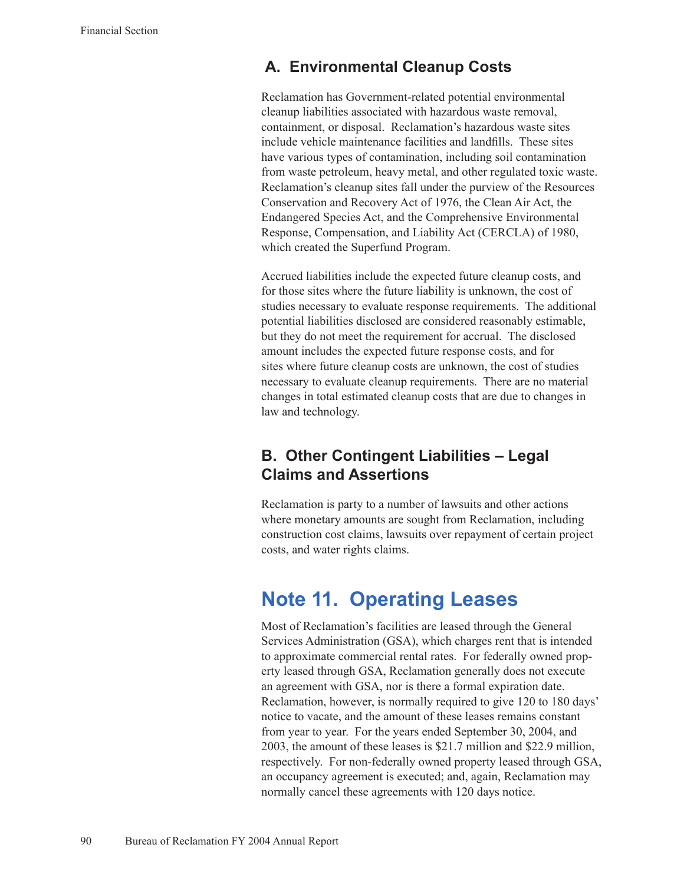## A. Environmental Cleanup Costs

Reclamation has Government-related potential environmental cleanup liabilities associated with hazardous waste removal, containment, or disposal. Reclamation's hazardous waste sites include vehicle maintenance facilities and landfills. These sites have various types of contamination, including soil contamination from waste petroleum, heavy metal, and other regulated toxic waste. Reclamation's cleanup sites fall under the purview of the Resources Conservation and Recovery Act of 1976, the Clean Air Act, the Endangered Species Act, and the Comprehensive Environmental Response, Compensation, and Liability Act (CERCLA) of 1980, which created the Superfund Program.

Accrued liabilities include the expected future cleanup costs, and for those sites where the future liability is unknown, the cost of studies necessary to evaluate response requirements. The additional potential liabilities disclosed are considered reasonably estimable, but they do not meet the requirement for accrual. The disclosed amount includes the expected future response costs, and for sites where future cleanup costs are unknown, the cost of studies necessary to evaluate cleanup requirements. There are no material changes in total estimated cleanup costs that are due to changes in law and technology.

## B. Other Contingent Liabilities – Legal Claims and Assertions

Reclamation is party to a number of lawsuits and other actions where monetary amounts are sought from Reclamation, including construction cost claims, lawsuits over repayment of certain project costs, and water rights claims.

# Note 11. Operating Leases

Most of Reclamation's facilities are leased through the General Services Administration (GSA), which charges rent that is intended to approximate commercial rental rates. For federally owned property leased through GSA, Reclamation generally does not execute an agreement with GSA, nor is there a formal expiration date. Reclamation, however, is normally required to give 120 to 180 days' notice to vacate, and the amount of these leases remains constant from year to year. For the years ended September 30, 2004, and 2003, the amount of these leases is $21.7 million and $22.9 million, respectively. For non-federally owned property leased through GSA, an occupancy agreement is executed; and, again, Reclamation may normally cancel these agreements with 120 days notice.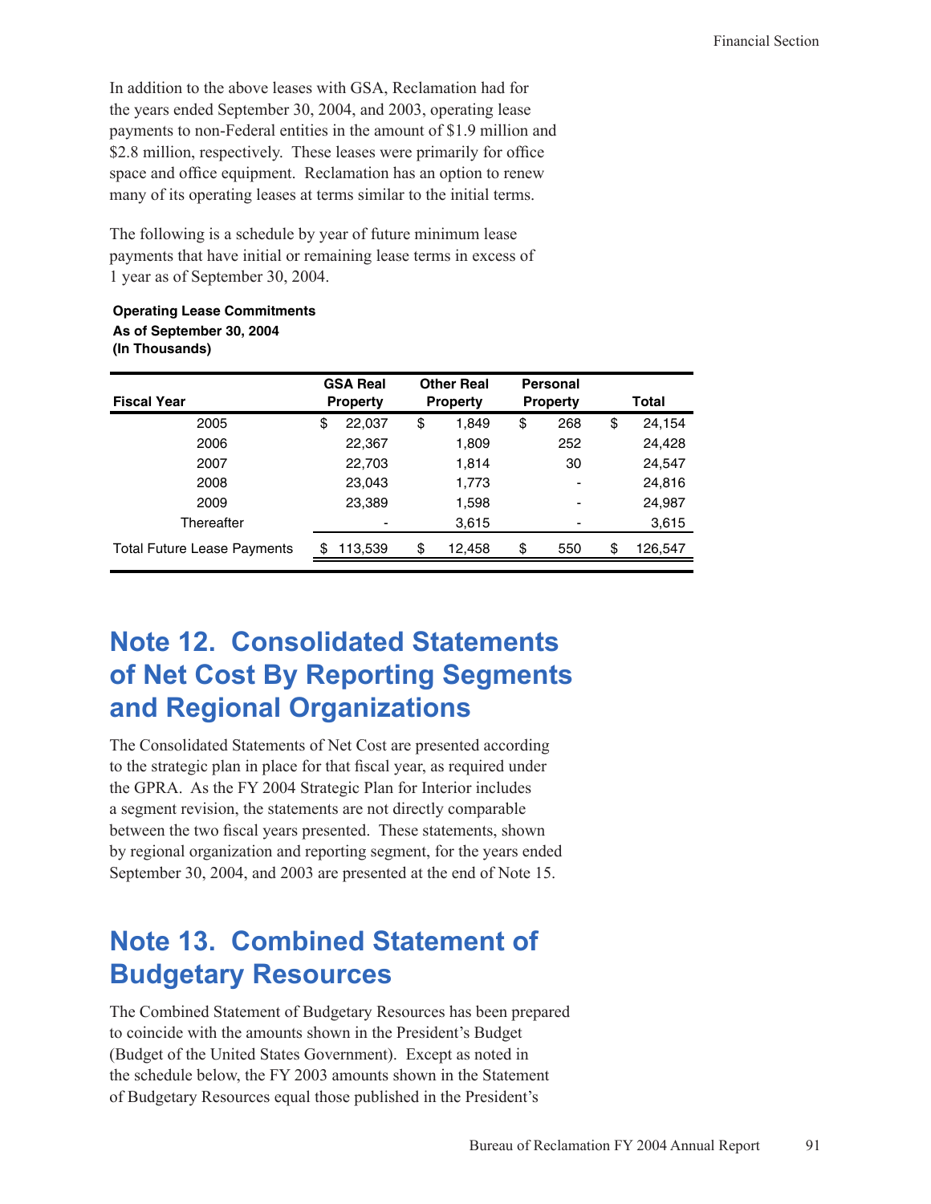In addition to the above leases with GSA, Reclamation had for the years ended September 30, 2004, and 2003, operating lease payments to non-Federal entities in the amount of $1.9 million and $2.8 million, respectively. These leases were primarily for office space and office equipment. Reclamation has an option to renew many of its operating leases at terms similar to the initial terms.

The following is a schedule by year of future minimum lease payments that have initial or remaining lease terms in excess of 1 year as of September 30, 2004.

**Operating Lease Commitments**
**As of September 30, 2004**
**(In Thousands)**

| Fiscal Year | GSA Real Property | Other Real Property | Personal Property | Total |
|---|---|---|---|---|
| 2005 | $ 22,037 | $ 1,849 | $ 268 | $ 24,154 |
| 2006 | 22,367 | 1,809 | 252 | 24,428 |
| 2007 | 22,703 | 1,814 | 30 | 24,547 |
| 2008 | 23,043 | 1,773 | - | 24,816 |
| 2009 | 23,389 | 1,598 | - | 24,987 |
| Thereafter | - | 3,615 | - | 3,615 |
| Total Future Lease Payments | $ 113,539 | $ 12,458 | $ 550 | $ 126,547 |

# Note 12. Consolidated Statements of Net Cost By Reporting Segments and Regional Organizations

The Consolidated Statements of Net Cost are presented according to the strategic plan in place for that fiscal year, as required under the GPRA. As the FY 2004 Strategic Plan for Interior includes a segment revision, the statements are not directly comparable between the two fiscal years presented. These statements, shown by regional organization and reporting segment, for the years ended September 30, 2004, and 2003 are presented at the end of Note 15.

# Note 13. Combined Statement of Budgetary Resources

The Combined Statement of Budgetary Resources has been prepared to coincide with the amounts shown in the President's Budget (Budget of the United States Government). Except as noted in the schedule below, the FY 2003 amounts shown in the Statement of Budgetary Resources equal those published in the President's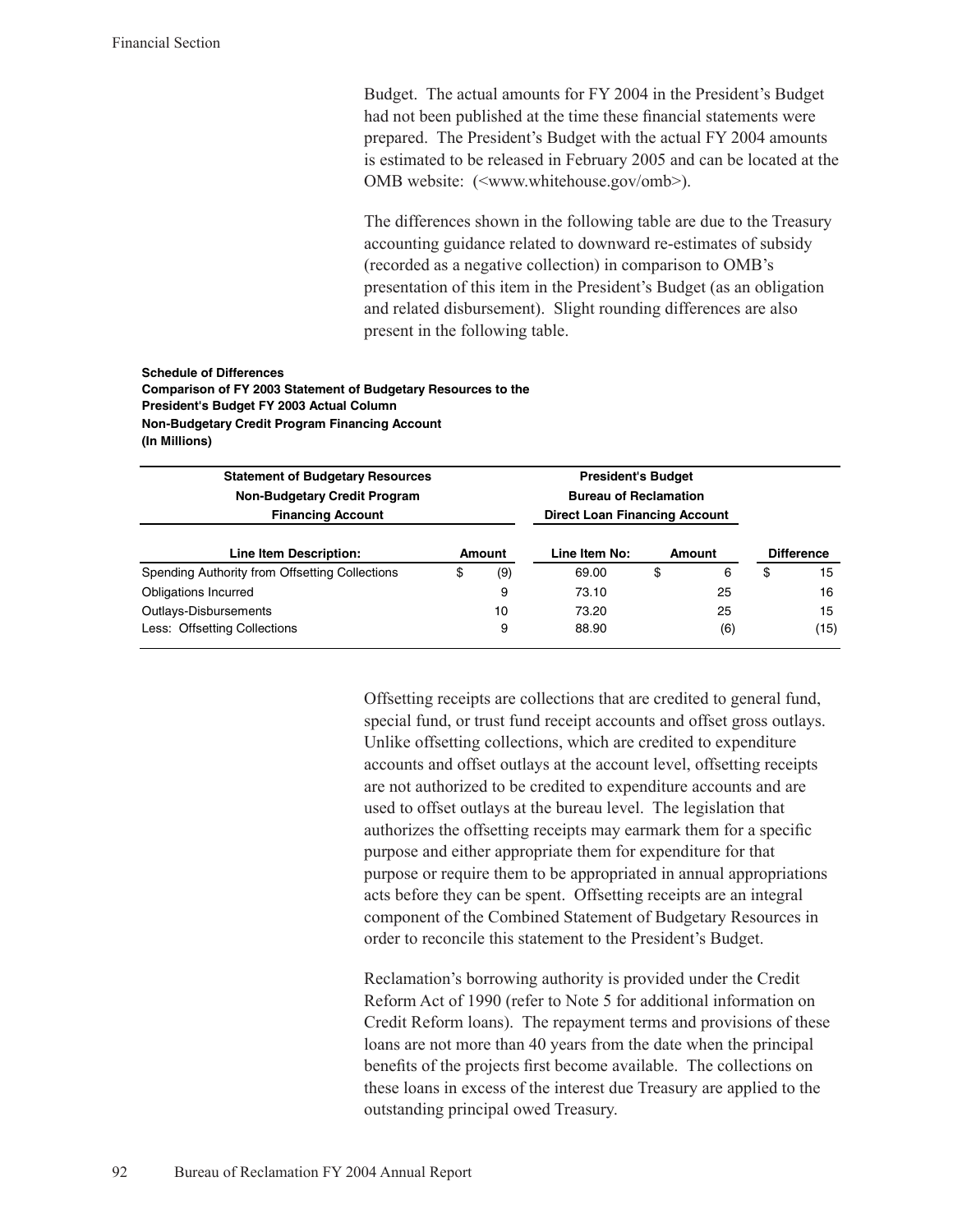Budget. The actual amounts for FY 2004 in the President's Budget had not been published at the time these financial statements were prepared. The President's Budget with the actual FY 2004 amounts is estimated to be released in February 2005 and can be located at the OMB website: (<www.whitehouse.gov/omb>).

The differences shown in the following table are due to the Treasury accounting guidance related to downward re-estimates of subsidy (recorded as a negative collection) in comparison to OMB's presentation of this item in the President's Budget (as an obligation and related disbursement). Slight rounding differences are also present in the following table.

**Schedule of Differences**
**Comparison of FY 2003 Statement of Budgetary Resources to the President's Budget FY 2003 Actual Column**
**Non-Budgetary Credit Program Financing Account**
**(In Millions)**

| Statement of Budgetary Resources Non-Budgetary Credit Program Financing Account | | President's Budget Bureau of Reclamation Direct Loan Financing Account | | |
|---|---|---|---|---|
| **Line Item Description:** | **Amount** | **Line Item No:** | **Amount** | **Difference** |
| Spending Authority from Offsetting Collections | $ (9) | 69.00 | $ 6 | $ 15 |
| Obligations Incurred | 9 | 73.10 | 25 | 16 |
| Outlays-Disbursements | 10 | 73.20 | 25 | 15 |
| Less: Offsetting Collections | 9 | 88.90 | (6) | (15) |

Offsetting receipts are collections that are credited to general fund, special fund, or trust fund receipt accounts and offset gross outlays. Unlike offsetting collections, which are credited to expenditure accounts and offset outlays at the account level, offsetting receipts are not authorized to be credited to expenditure accounts and are used to offset outlays at the bureau level. The legislation that authorizes the offsetting receipts may earmark them for a specific purpose and either appropriate them for expenditure for that purpose or require them to be appropriated in annual appropriations acts before they can be spent. Offsetting receipts are an integral component of the Combined Statement of Budgetary Resources in order to reconcile this statement to the President's Budget.

Reclamation's borrowing authority is provided under the Credit Reform Act of 1990 (refer to Note 5 for additional information on Credit Reform loans). The repayment terms and provisions of these loans are not more than 40 years from the date when the principal benefits of the projects first become available. The collections on these loans in excess of the interest due Treasury are applied to the outstanding principal owed Treasury.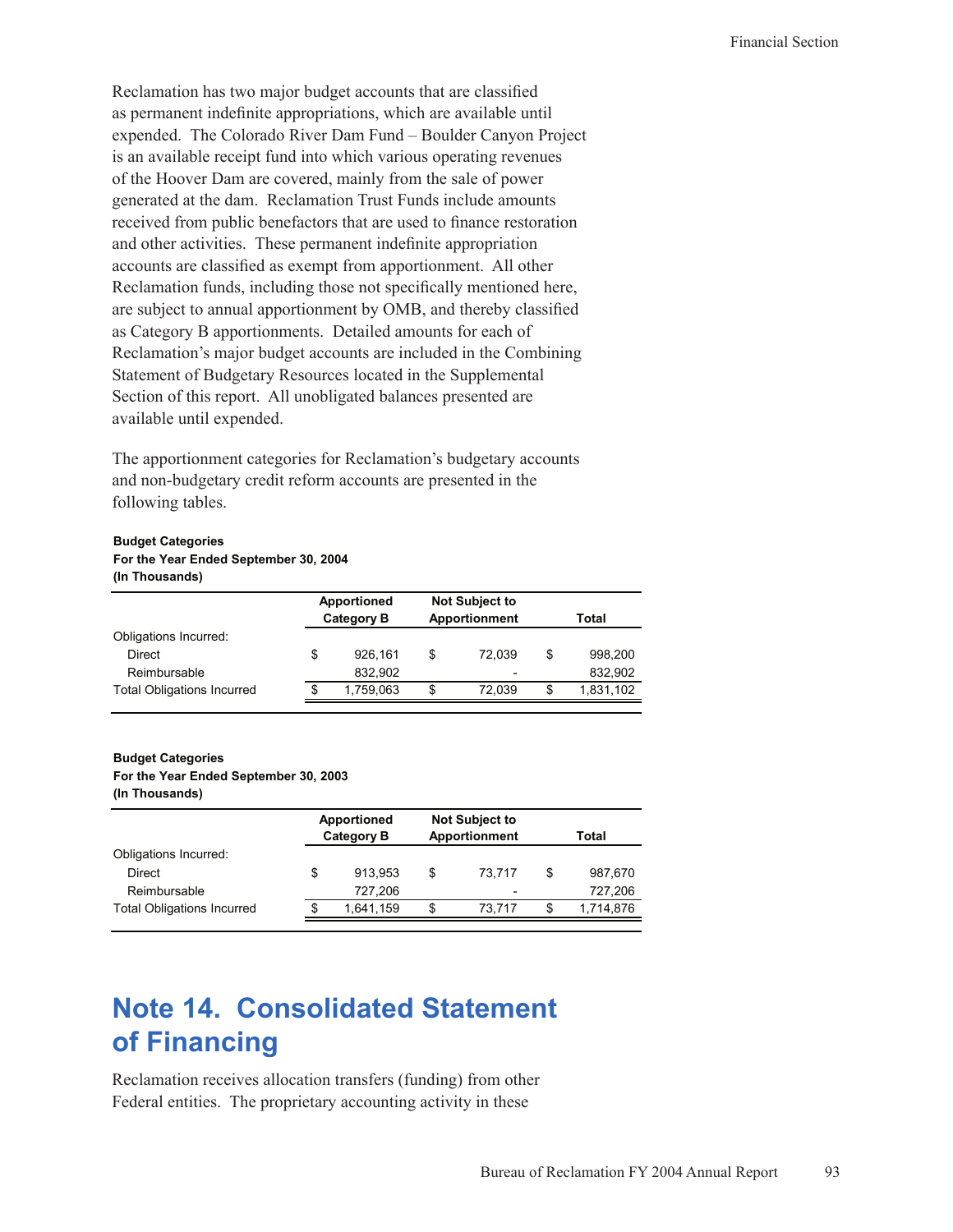Reclamation has two major budget accounts that are classified as permanent indefinite appropriations, which are available until expended. The Colorado River Dam Fund – Boulder Canyon Project is an available receipt fund into which various operating revenues of the Hoover Dam are covered, mainly from the sale of power generated at the dam. Reclamation Trust Funds include amounts received from public benefactors that are used to finance restoration and other activities. These permanent indefinite appropriation accounts are classified as exempt from apportionment. All other Reclamation funds, including those not specifically mentioned here, are subject to annual apportionment by OMB, and thereby classified as Category B apportionments. Detailed amounts for each of Reclamation's major budget accounts are included in the Combining Statement of Budgetary Resources located in the Supplemental Section of this report. All unobligated balances presented are available until expended.

The apportionment categories for Reclamation's budgetary accounts and non-budgetary credit reform accounts are presented in the following tables.

**Budget Categories**
**For the Year Ended September 30, 2004**
**(In Thousands)**

| | Apportioned Category B | Not Subject to Apportionment | Total |
|---|---|---|---|
| Obligations Incurred: | | | |
| Direct | $ 926,161 | $ 72,039 | $ 998,200 |
| Reimbursable | 832,902 | - | 832,902 |
| Total Obligations Incurred | $ 1,759,063 | $ 72,039 | $ 1,831,102 |

**Budget Categories**
**For the Year Ended September 30, 2003**
**(In Thousands)**

| | Apportioned Category B | Not Subject to Apportionment | Total |
|---|---|---|---|
| Obligations Incurred: | | | |
| Direct | $ 913,953 | $ 73,717 | $ 987,670 |
| Reimbursable | 727,206 | - | 727,206 |
| Total Obligations Incurred | $ 1,641,159 | $ 73,717 | $ 1,714,876 |

# Note 14. Consolidated Statement of Financing

Reclamation receives allocation transfers (funding) from other Federal entities. The proprietary accounting activity in these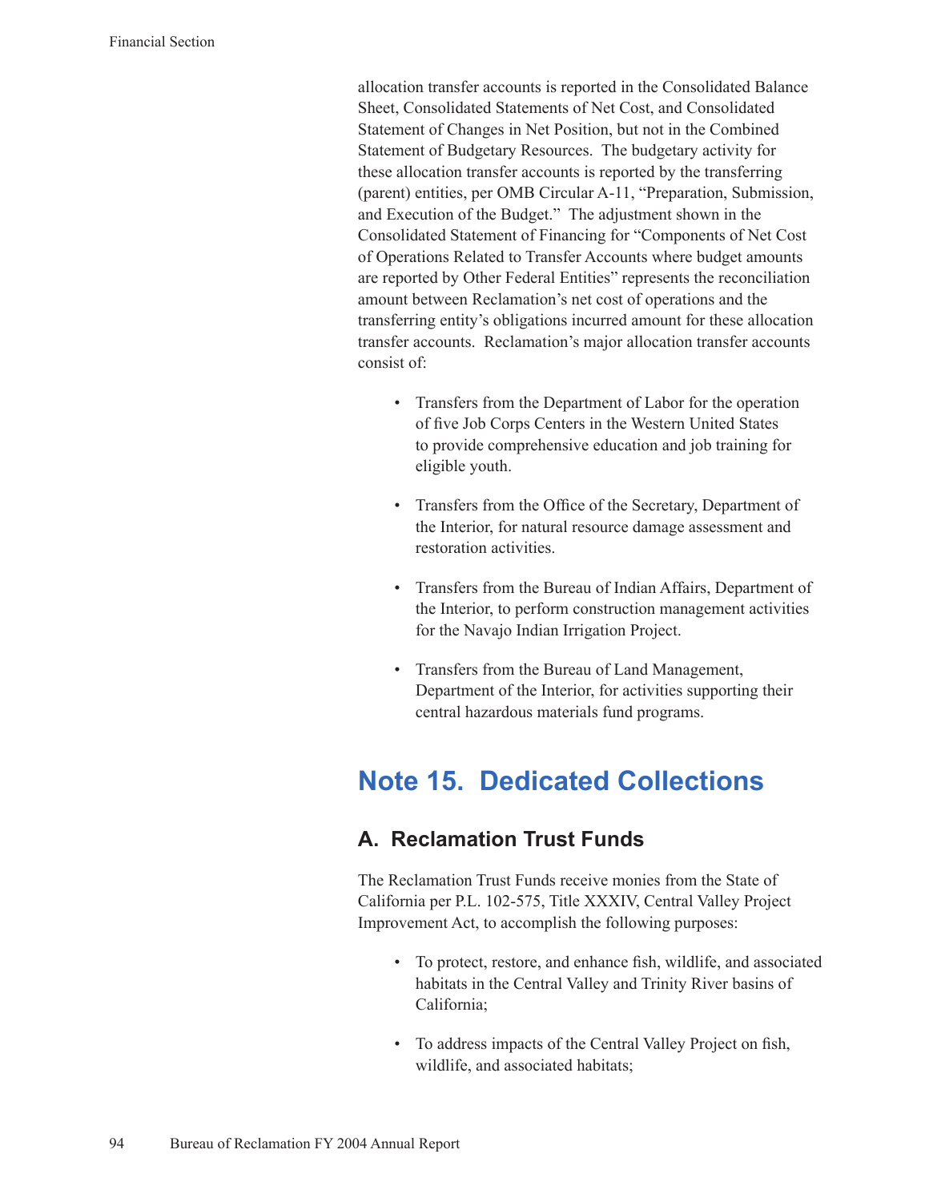allocation transfer accounts is reported in the Consolidated Balance Sheet, Consolidated Statements of Net Cost, and Consolidated Statement of Changes in Net Position, but not in the Combined Statement of Budgetary Resources. The budgetary activity for these allocation transfer accounts is reported by the transferring (parent) entities, per OMB Circular A-11, "Preparation, Submission, and Execution of the Budget." The adjustment shown in the Consolidated Statement of Financing for "Components of Net Cost of Operations Related to Transfer Accounts where budget amounts are reported by Other Federal Entities" represents the reconciliation amount between Reclamation's net cost of operations and the transferring entity's obligations incurred amount for these allocation transfer accounts. Reclamation's major allocation transfer accounts consist of:

- Transfers from the Department of Labor for the operation of five Job Corps Centers in the Western United States to provide comprehensive education and job training for eligible youth.
- Transfers from the Office of the Secretary, Department of the Interior, for natural resource damage assessment and restoration activities.
- Transfers from the Bureau of Indian Affairs, Department of the Interior, to perform construction management activities for the Navajo Indian Irrigation Project.
- Transfers from the Bureau of Land Management, Department of the Interior, for activities supporting their central hazardous materials fund programs.

# Note 15. Dedicated Collections

## A. Reclamation Trust Funds

The Reclamation Trust Funds receive monies from the State of California per P.L. 102-575, Title XXXIV, Central Valley Project Improvement Act, to accomplish the following purposes:

- To protect, restore, and enhance fish, wildlife, and associated habitats in the Central Valley and Trinity River basins of California;
- To address impacts of the Central Valley Project on fish, wildlife, and associated habitats;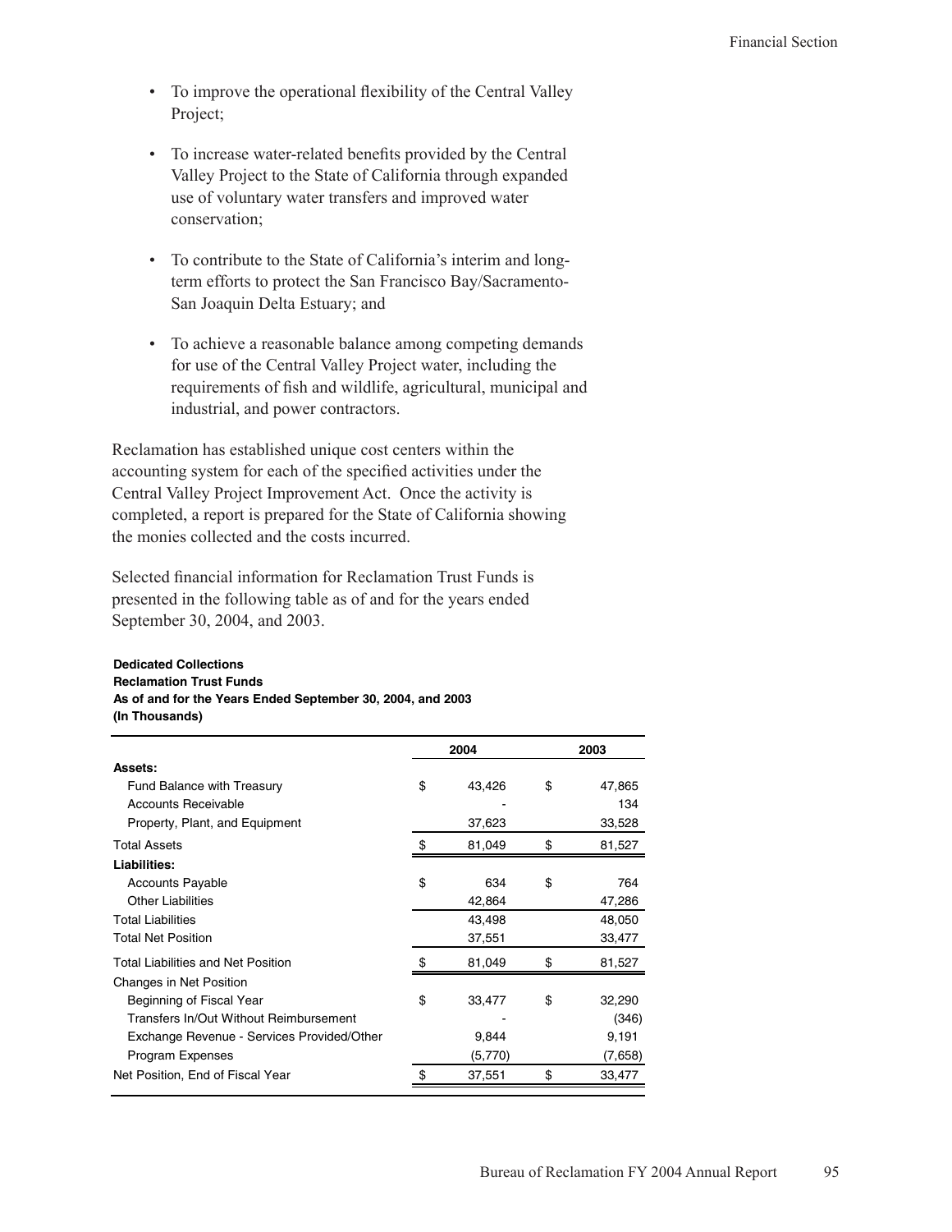- To improve the operational flexibility of the Central Valley Project;
- To increase water-related benefits provided by the Central Valley Project to the State of California through expanded use of voluntary water transfers and improved water conservation;
- To contribute to the State of California's interim and long-term efforts to protect the San Francisco Bay/Sacramento-San Joaquin Delta Estuary; and
- To achieve a reasonable balance among competing demands for use of the Central Valley Project water, including the requirements of fish and wildlife, agricultural, municipal and industrial, and power contractors.

Reclamation has established unique cost centers within the accounting system for each of the specified activities under the Central Valley Project Improvement Act. Once the activity is completed, a report is prepared for the State of California showing the monies collected and the costs incurred.

Selected financial information for Reclamation Trust Funds is presented in the following table as of and for the years ended September 30, 2004, and 2003.

**Dedicated Collections**
**Reclamation Trust Funds**
**As of and for the Years Ended September 30, 2004, and 2003**
**(In Thousands)**

| | 2004 | 2003 |
|---|---|---|
| **Assets:** | | |
| Fund Balance with Treasury | $ 43,426 | $ 47,865 |
| Accounts Receivable | - | 134 |
| Property, Plant, and Equipment | 37,623 | 33,528 |
| Total Assets | $ 81,049 | $ 81,527 |
| **Liabilities:** | | |
| Accounts Payable | $ 634 | $ 764 |
| Other Liabilities | 42,864 | 47,286 |
| Total Liabilities | 43,498 | 48,050 |
| Total Net Position | 37,551 | 33,477 |
| Total Liabilities and Net Position | $ 81,049 | $ 81,527 |
| Changes in Net Position | | |
| Beginning of Fiscal Year | $ 33,477 | $ 32,290 |
| Transfers In/Out Without Reimbursement | - | (346) |
| Exchange Revenue - Services Provided/Other | 9,844 | 9,191 |
| Program Expenses | (5,770) | (7,658) |
| Net Position, End of Fiscal Year | $ 37,551 | $ 33,477 |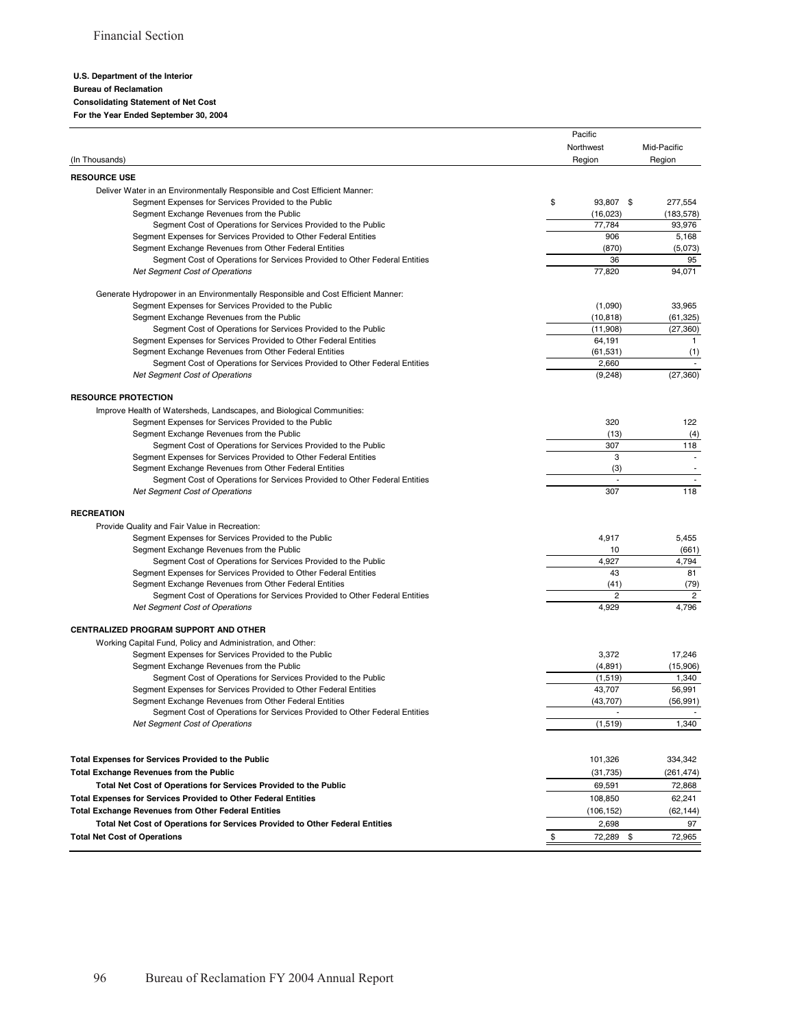**U.S. Department of the Interior**
**Bureau of Reclamation**
**Consolidating Statement of Net Cost**
**For the Year Ended September 30, 2004**

| (In Thousands) | Pacific Northwest Region | Mid-Pacific Region |
|---|---|---|
| **RESOURCE USE** | | |
| Deliver Water in an Environmentally Responsible and Cost Efficient Manner: | | |
| Segment Expenses for Services Provided to the Public | $ 93,807 | $ 277,554 |
| Segment Exchange Revenues from the Public | (16,023) | (183,578) |
| Segment Cost of Operations for Services Provided to the Public | 77,784 | 93,976 |
| Segment Expenses for Services Provided to Other Federal Entities | 906 | 5,168 |
| Segment Exchange Revenues from Other Federal Entities | (870) | (5,073) |
| Segment Cost of Operations for Services Provided to Other Federal Entities | 36 | 95 |
| *Net Segment Cost of Operations* | 77,820 | 94,071 |
| Generate Hydropower in an Environmentally Responsible and Cost Efficient Manner: | | |
| Segment Expenses for Services Provided to the Public | (1,090) | 33,965 |
| Segment Exchange Revenues from the Public | (10,818) | (61,325) |
| Segment Cost of Operations for Services Provided to the Public | (11,908) | (27,360) |
| Segment Expenses for Services Provided to Other Federal Entities | 64,191 | 1 |
| Segment Exchange Revenues from Other Federal Entities | (61,531) | (1) |
| Segment Cost of Operations for Services Provided to Other Federal Entities | 2,660 | - |
| *Net Segment Cost of Operations* | (9,248) | (27,360) |
| **RESOURCE PROTECTION** | | |
| Improve Health of Watersheds, Landscapes, and Biological Communities: | | |
| Segment Expenses for Services Provided to the Public | 320 | 122 |
| Segment Exchange Revenues from the Public | (13) | (4) |
| Segment Cost of Operations for Services Provided to the Public | 307 | 118 |
| Segment Expenses for Services Provided to Other Federal Entities | 3 | - |
| Segment Exchange Revenues from Other Federal Entities | (3) | - |
| Segment Cost of Operations for Services Provided to Other Federal Entities | - | - |
| *Net Segment Cost of Operations* | 307 | 118 |
| **RECREATION** | | |
| Provide Quality and Fair Value in Recreation: | | |
| Segment Expenses for Services Provided to the Public | 4,917 | 5,455 |
| Segment Exchange Revenues from the Public | 10 | (661) |
| Segment Cost of Operations for Services Provided to the Public | 4,927 | 4,794 |
| Segment Expenses for Services Provided to Other Federal Entities | 43 | 81 |
| Segment Exchange Revenues from Other Federal Entities | (41) | (79) |
| Segment Cost of Operations for Services Provided to Other Federal Entities | 2 | 2 |
| *Net Segment Cost of Operations* | 4,929 | 4,796 |
| **CENTRALIZED PROGRAM SUPPORT AND OTHER** | | |
| Working Capital Fund, Policy and Administration, and Other: | | |
| Segment Expenses for Services Provided to the Public | 3,372 | 17,246 |
| Segment Exchange Revenues from the Public | (4,891) | (15,906) |
| Segment Cost of Operations for Services Provided to the Public | (1,519) | 1,340 |
| Segment Expenses for Services Provided to Other Federal Entities | 43,707 | 56,991 |
| Segment Exchange Revenues from Other Federal Entities | (43,707) | (56,991) |
| Segment Cost of Operations for Services Provided to Other Federal Entities | - | - |
| *Net Segment Cost of Operations* | (1,519) | 1,340 |
| **Total Expenses for Services Provided to the Public** | 101,326 | 334,342 |
| **Total Exchange Revenues from the Public** | (31,735) | (261,474) |
| **Total Net Cost of Operations for Services Provided to the Public** | 69,591 | 72,868 |
| **Total Expenses for Services Provided to Other Federal Entities** | 108,850 | 62,241 |
| **Total Exchange Revenues from Other Federal Entities** | (106,152) | (62,144) |
| **Total Net Cost of Operations for Services Provided to Other Federal Entities** | 2,698 | 97 |
| **Total Net Cost of Operations** | $ 72,289 | $ 72,965 |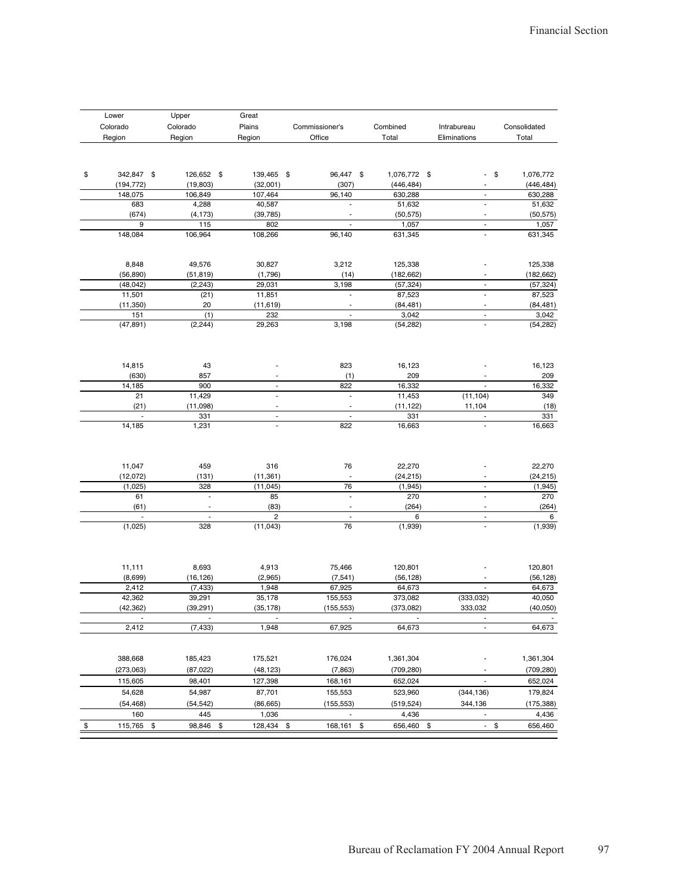| Lower Colorado Region | Upper Colorado Region | Great Plains Region | Commissioner's Office | Combined Total | Intrabureau Eliminations | Consolidated Total |
|---|---|---|---|---|---|---|
| | | | | | | |
| $ 342,847 | $ 126,652 | $ 139,465 | $ 96,447 | $ 1,076,772 | $ - | $ 1,076,772 |
| (194,772) | (19,803) | (32,001) | (307) | (446,484) | - | (446,484) |
| 148,075 | 106,849 | 107,464 | 96,140 | 630,288 | - | 630,288 |
| 683 | 4,288 | 40,587 | - | 51,632 | - | 51,632 |
| (674) | (4,173) | (39,785) | - | (50,575) | - | (50,575) |
| 9 | 115 | 802 | - | 1,057 | - | 1,057 |
| 148,084 | 106,964 | 108,266 | 96,140 | 631,345 | - | 631,345 |
| | | | | | | |
| 8,848 | 49,576 | 30,827 | 3,212 | 125,338 | - | 125,338 |
| (56,890) | (51,819) | (1,796) | (14) | (182,662) | - | (182,662) |
| (48,042) | (2,243) | 29,031 | 3,198 | (57,324) | - | (57,324) |
| 11,501 | (21) | 11,851 | - | 87,523 | - | 87,523 |
| (11,350) | 20 | (11,619) | - | (84,481) | - | (84,481) |
| 151 | (1) | 232 | - | 3,042 | - | 3,042 |
| (47,891) | (2,244) | 29,263 | 3,198 | (54,282) | - | (54,282) |
| | | | | | | |
| 14,815 | 43 | - | 823 | 16,123 | - | 16,123 |
| (630) | 857 | - | (1) | 209 | - | 209 |
| 14,185 | 900 | - | 822 | 16,332 | - | 16,332 |
| 21 | 11,429 | - | - | 11,453 | (11,104) | 349 |
| (21) | (11,098) | - | - | (11,122) | 11,104 | (18) |
| - | 331 | - | - | 331 | - | 331 |
| 14,185 | 1,231 | - | 822 | 16,663 | - | 16,663 |
| | | | | | | |
| 11,047 | 459 | 316 | 76 | 22,270 | - | 22,270 |
| (12,072) | (131) | (11,361) | - | (24,215) | - | (24,215) |
| (1,025) | 328 | (11,045) | 76 | (1,945) | - | (1,945) |
| 61 | - | 85 | - | 270 | - | 270 |
| (61) | - | (83) | - | (264) | - | (264) |
| - | - | 2 | - | 6 | - | 6 |
| (1,025) | 328 | (11,043) | 76 | (1,939) | - | (1,939) |
| | | | | | | |
| 11,111 | 8,693 | 4,913 | 75,466 | 120,801 | - | 120,801 |
| (8,699) | (16,126) | (2,965) | (7,541) | (56,128) | - | (56,128) |
| 2,412 | (7,433) | 1,948 | 67,925 | 64,673 | - | 64,673 |
| 42,362 | 39,291 | 35,178 | 155,553 | 373,082 | (333,032) | 40,050 |
| (42,362) | (39,291) | (35,178) | (155,553) | (373,082) | 333,032 | (40,050) |
| - | - | - | - | - | - | - |
| 2,412 | (7,433) | 1,948 | 67,925 | 64,673 | - | 64,673 |
| | | | | | | |
| 388,668 | 185,423 | 175,521 | 176,024 | 1,361,304 | - | 1,361,304 |
| (273,063) | (87,022) | (48,123) | (7,863) | (709,280) | - | (709,280) |
| 115,605 | 98,401 | 127,398 | 168,161 | 652,024 | - | 652,024 |
| 54,628 | 54,987 | 87,701 | 155,553 | 523,960 | (344,136) | 179,824 |
| (54,468) | (54,542) | (86,665) | (155,553) | (519,524) | 344,136 | (175,388) |
| 160 | 445 | 1,036 | - | 4,436 | - | 4,436 |
| $ 115,765 | $ 98,846 | $ 128,434 | $ 168,161 | $ 656,460 | $ - | $ 656,460 |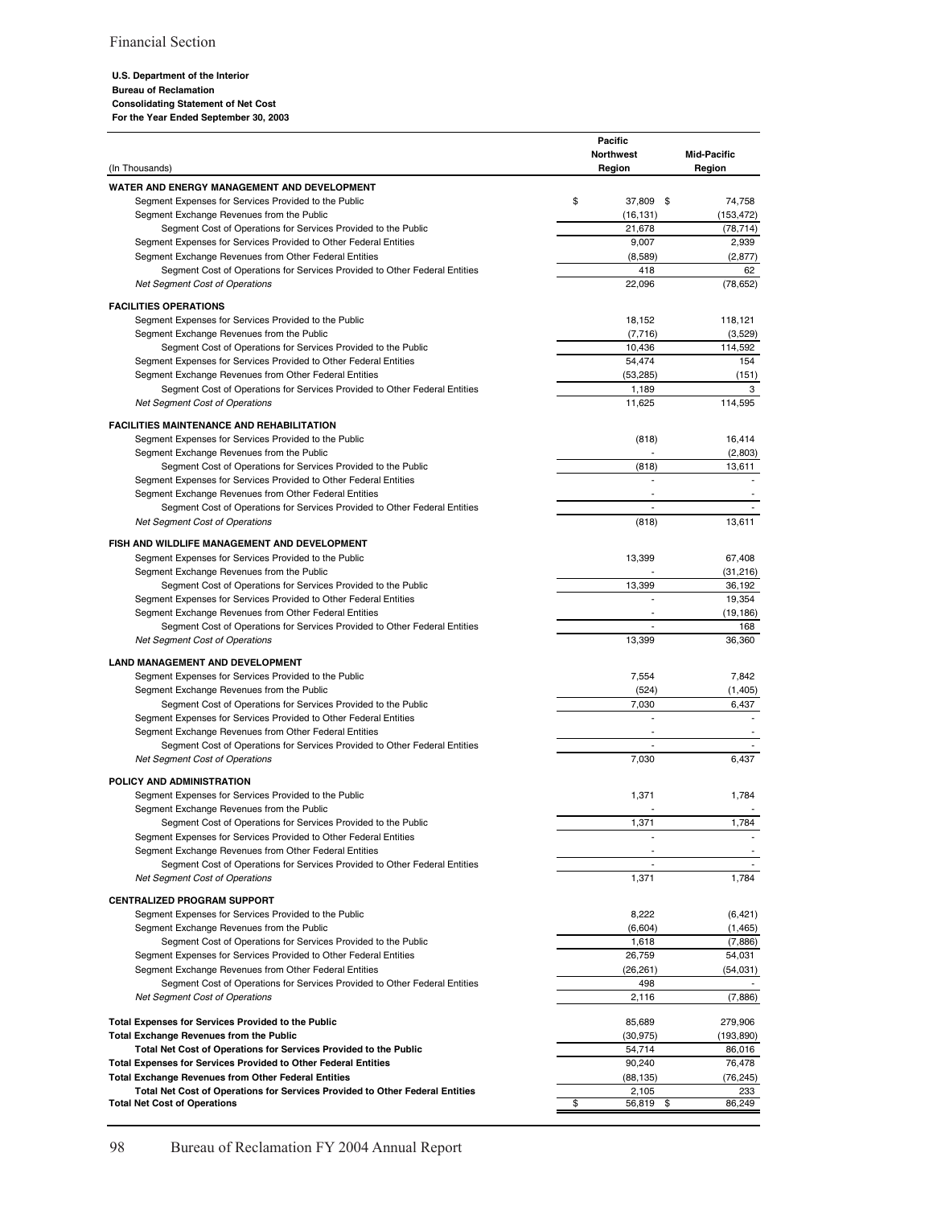**U.S. Department of the Interior**
**Bureau of Reclamation**
**Consolidating Statement of Net Cost**
**For the Year Ended September 30, 2003**

| (In Thousands) | Pacific Northwest Region | Mid-Pacific Region |
|---|---|---|
| **WATER AND ENERGY MANAGEMENT AND DEVELOPMENT** | | |
| Segment Expenses for Services Provided to the Public | $ 37,809 | $ 74,758 |
| Segment Exchange Revenues from the Public | (16,131) | (153,472) |
| Segment Cost of Operations for Services Provided to the Public | 21,678 | (78,714) |
| Segment Expenses for Services Provided to Other Federal Entities | 9,007 | 2,939 |
| Segment Exchange Revenues from Other Federal Entities | (8,589) | (2,877) |
| Segment Cost of Operations for Services Provided to Other Federal Entities | 418 | 62 |
| *Net Segment Cost of Operations* | 22,096 | (78,652) |
| **FACILITIES OPERATIONS** | | |
| Segment Expenses for Services Provided to the Public | 18,152 | 118,121 |
| Segment Exchange Revenues from the Public | (7,716) | (3,529) |
| Segment Cost of Operations for Services Provided to the Public | 10,436 | 114,592 |
| Segment Expenses for Services Provided to Other Federal Entities | 54,474 | 154 |
| Segment Exchange Revenues from Other Federal Entities | (53,285) | (151) |
| Segment Cost of Operations for Services Provided to Other Federal Entities | 1,189 | 3 |
| *Net Segment Cost of Operations* | 11,625 | 114,595 |
| **FACILITIES MAINTENANCE AND REHABILITATION** | | |
| Segment Expenses for Services Provided to the Public | (818) | 16,414 |
| Segment Exchange Revenues from the Public | - | (2,803) |
| Segment Cost of Operations for Services Provided to the Public | (818) | 13,611 |
| Segment Expenses for Services Provided to Other Federal Entities | - | - |
| Segment Exchange Revenues from Other Federal Entities | - | - |
| Segment Cost of Operations for Services Provided to Other Federal Entities | - | - |
| *Net Segment Cost of Operations* | (818) | 13,611 |
| **FISH AND WILDLIFE MANAGEMENT AND DEVELOPMENT** | | |
| Segment Expenses for Services Provided to the Public | 13,399 | 67,408 |
| Segment Exchange Revenues from the Public | - | (31,216) |
| Segment Cost of Operations for Services Provided to the Public | 13,399 | 36,192 |
| Segment Expenses for Services Provided to Other Federal Entities | - | 19,354 |
| Segment Exchange Revenues from Other Federal Entities | - | (19,186) |
| Segment Cost of Operations for Services Provided to Other Federal Entities | - | 168 |
| *Net Segment Cost of Operations* | 13,399 | 36,360 |
| **LAND MANAGEMENT AND DEVELOPMENT** | | |
| Segment Expenses for Services Provided to the Public | 7,554 | 7,842 |
| Segment Exchange Revenues from the Public | (524) | (1,405) |
| Segment Cost of Operations for Services Provided to the Public | 7,030 | 6,437 |
| Segment Expenses for Services Provided to Other Federal Entities | - | - |
| Segment Exchange Revenues from Other Federal Entities | - | - |
| Segment Cost of Operations for Services Provided to Other Federal Entities | - | - |
| *Net Segment Cost of Operations* | 7,030 | 6,437 |
| **POLICY AND ADMINISTRATION** | | |
| Segment Expenses for Services Provided to the Public | 1,371 | 1,784 |
| Segment Exchange Revenues from the Public | - | - |
| Segment Cost of Operations for Services Provided to the Public | 1,371 | 1,784 |
| Segment Expenses for Services Provided to Other Federal Entities | - | - |
| Segment Exchange Revenues from Other Federal Entities | - | - |
| Segment Cost of Operations for Services Provided to Other Federal Entities | - | - |
| *Net Segment Cost of Operations* | 1,371 | 1,784 |
| **CENTRALIZED PROGRAM SUPPORT** | | |
| Segment Expenses for Services Provided to the Public | 8,222 | (6,421) |
| Segment Exchange Revenues from the Public | (6,604) | (1,465) |
| Segment Cost of Operations for Services Provided to the Public | 1,618 | (7,886) |
| Segment Expenses for Services Provided to Other Federal Entities | 26,759 | 54,031 |
| Segment Exchange Revenues from Other Federal Entities | (26,261) | (54,031) |
| Segment Cost of Operations for Services Provided to Other Federal Entities | 498 | - |
| *Net Segment Cost of Operations* | 2,116 | (7,886) |
| **Total Expenses for Services Provided to the Public** | 85,689 | 279,906 |
| **Total Exchange Revenues from the Public** | (30,975) | (193,890) |
| **Total Net Cost of Operations for Services Provided to the Public** | 54,714 | 86,016 |
| **Total Expenses for Services Provided to Other Federal Entities** | 90,240 | 76,478 |
| **Total Exchange Revenues from Other Federal Entities** | (88,135) | (76,245) |
| **Total Net Cost of Operations for Services Provided to Other Federal Entities** | 2,105 | 233 |
| **Total Net Cost of Operations** | $ 56,819 | $ 86,249 |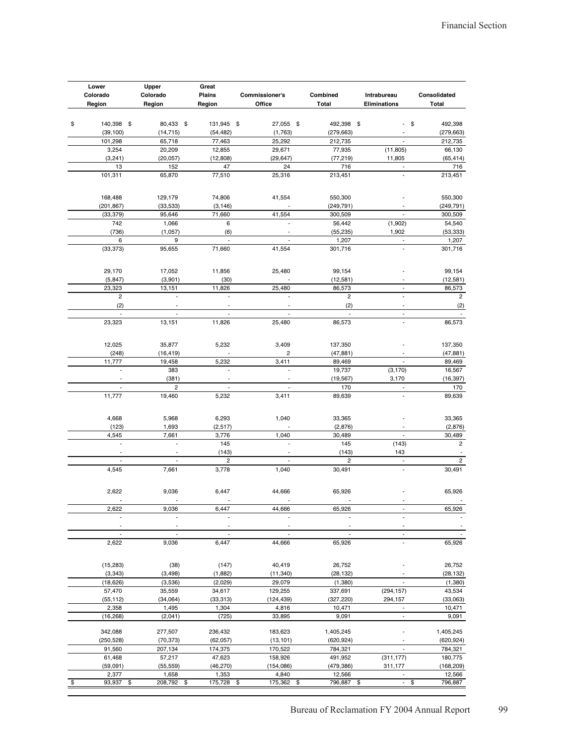| Lower Colorado Region | Upper Colorado Region | Great Plains Region | Commissioner's Office | Combined Total | Intrabureau Eliminations | Consolidated Total |
|---|---|---|---|---|---|---|
| $ 140,398 | $ 80,433 | $ 131,945 | $ 27,055 | $ 492,398 | $ - | $ 492,398 |
| (39,100) | (14,715) | (54,482) | (1,763) | (279,663) | - | (279,663) |
| 101,298 | 65,718 | 77,463 | 25,292 | 212,735 | - | 212,735 |
| 3,254 | 20,209 | 12,855 | 29,671 | 77,935 | (11,805) | 66,130 |
| (3,241) | (20,057) | (12,808) | (29,647) | (77,219) | 11,805 | (65,414) |
| 13 | 152 | 47 | 24 | 716 | - | 716 |
| 101,311 | 65,870 | 77,510 | 25,316 | 213,451 | - | 213,451 |
| | | | | | | |
| 168,488 | 129,179 | 74,806 | 41,554 | 550,300 | - | 550,300 |
| (201,867) | (33,533) | (3,146) | - | (249,791) | - | (249,791) |
| (33,379) | 95,646 | 71,660 | 41,554 | 300,509 | - | 300,509 |
| 742 | 1,066 | 6 | - | 56,442 | (1,902) | 54,540 |
| (736) | (1,057) | (6) | - | (55,235) | 1,902 | (53,333) |
| 6 | 9 | - | - | 1,207 | - | 1,207 |
| (33,373) | 95,655 | 71,660 | 41,554 | 301,716 | - | 301,716 |
| | | | | | | |
| 29,170 | 17,052 | 11,856 | 25,480 | 99,154 | - | 99,154 |
| (5,847) | (3,901) | (30) | - | (12,581) | - | (12,581) |
| 23,323 | 13,151 | 11,826 | 25,480 | 86,573 | - | 86,573 |
| 2 | - | - | - | 2 | - | 2 |
| (2) | - | - | - | (2) | - | (2) |
| - | - | - | - | - | - | - |
| 23,323 | 13,151 | 11,826 | 25,480 | 86,573 | - | 86,573 |
| | | | | | | |
| 12,025 | 35,877 | 5,232 | 3,409 | 137,350 | - | 137,350 |
| (248) | (16,419) | - | 2 | (47,881) | - | (47,881) |
| 11,777 | 19,458 | 5,232 | 3,411 | 89,469 | - | 89,469 |
| - | 383 | - | - | 19,737 | (3,170) | 16,567 |
| - | (381) | - | - | (19,567) | 3,170 | (16,397) |
| - | 2 | - | - | 170 | - | 170 |
| 11,777 | 19,460 | 5,232 | 3,411 | 89,639 | - | 89,639 |
| | | | | | | |
| 4,668 | 5,968 | 6,293 | 1,040 | 33,365 | - | 33,365 |
| (123) | 1,693 | (2,517) | - | (2,876) | - | (2,876) |
| 4,545 | 7,661 | 3,776 | 1,040 | 30,489 | - | 30,489 |
| - | - | 145 | - | 145 | (143) | 2 |
| - | - | (143) | - | (143) | 143 | - |
| - | - | 2 | - | 2 | - | 2 |
| 4,545 | 7,661 | 3,778 | 1,040 | 30,491 | - | 30,491 |
| | | | | | | |
| 2,622 | 9,036 | 6,447 | 44,666 | 65,926 | - | 65,926 |
| - | - | - | - | - | - | - |
| 2,622 | 9,036 | 6,447 | 44,666 | 65,926 | - | 65,926 |
| - | - | - | - | - | - | - |
| - | - | - | - | - | - | - |
| - | - | - | - | - | - | - |
| 2,622 | 9,036 | 6,447 | 44,666 | 65,926 | - | 65,926 |
| | | | | | | |
| (15,283) | (38) | (147) | 40,419 | 26,752 | - | 26,752 |
| (3,343) | (3,498) | (1,882) | (11,340) | (28,132) | - | (28,132) |
| (18,626) | (3,536) | (2,029) | 29,079 | (1,380) | - | (1,380) |
| 57,470 | 35,559 | 34,617 | 129,255 | 337,691 | (294,157) | 43,534 |
| (55,112) | (34,064) | (33,313) | (124,439) | (327,220) | 294,157 | (33,063) |
| 2,358 | 1,495 | 1,304 | 4,816 | 10,471 | - | 10,471 |
| (16,268) | (2,041) | (725) | 33,895 | 9,091 | - | 9,091 |
| | | | | | | |
| 342,088 | 277,507 | 236,432 | 183,623 | 1,405,245 | - | 1,405,245 |
| (250,528) | (70,373) | (62,057) | (13,101) | (620,924) | - | (620,924) |
| 91,560 | 207,134 | 174,375 | 170,522 | 784,321 | - | 784,321 |
| 61,468 | 57,217 | 47,623 | 158,926 | 491,952 | (311,177) | 180,775 |
| (59,091) | (55,559) | (46,270) | (154,086) | (479,386) | 311,177 | (168,209) |
| 2,377 | 1,658 | 1,353 | 4,840 | 12,566 | - | 12,566 |
| $ 93,937 | $ 208,792 | $ 175,728 | $ 175,362 | $ 796,887 | $ - | $ 796,887 |